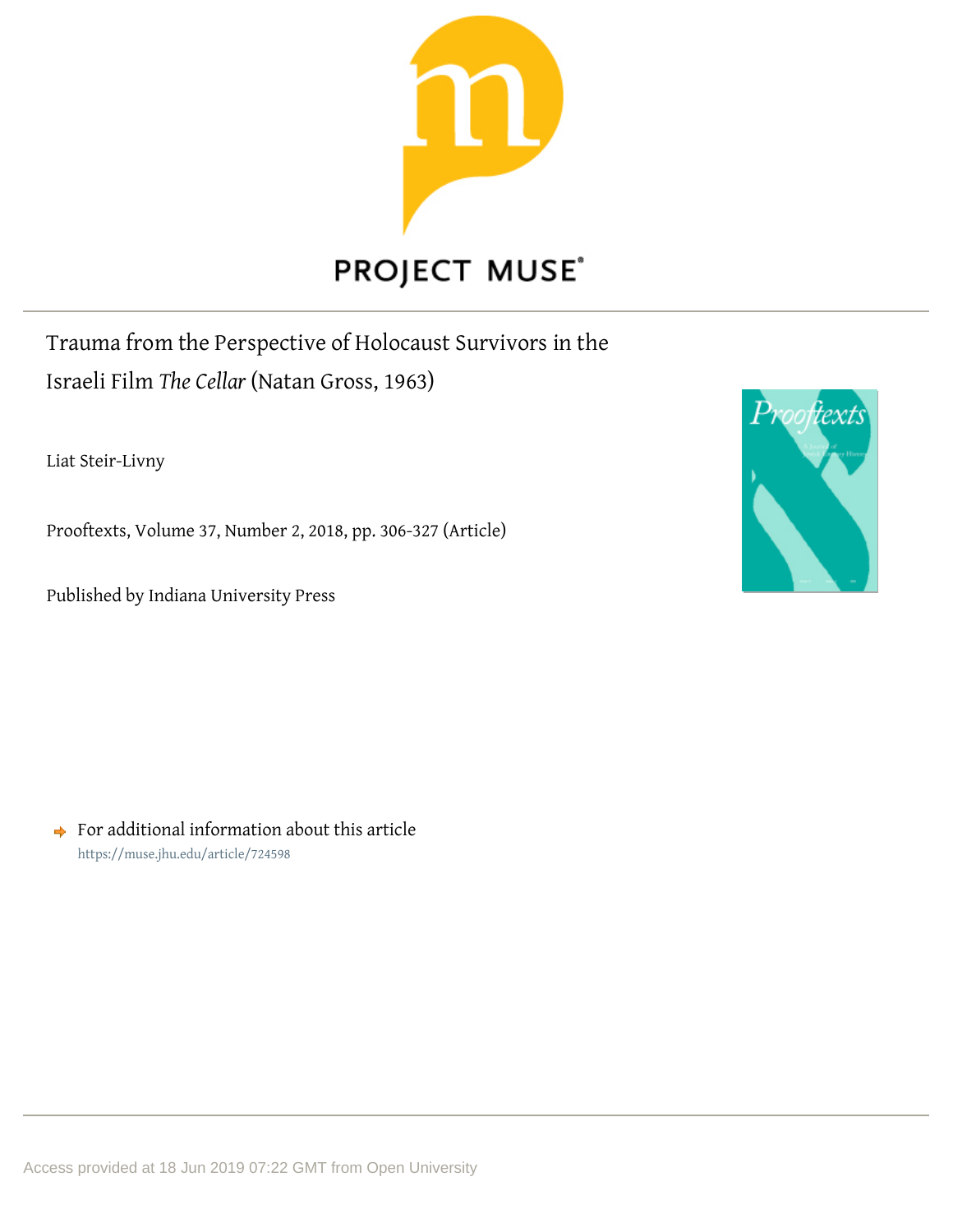# Trauma from the Perspective of Holocaust Survivors in the Israeli Film *The Cellar* (Natan Gross, 1963)

Liat Steir-Livny

Prooftexts, Volume 37, Number 2, 2018, pp. 306-327 (Article)

Published by Indiana University Press

For additional information about this article

https://muse.jhu.edu/article/724598

Access provided at 18 Jun 2019 07:22 GMT from Open University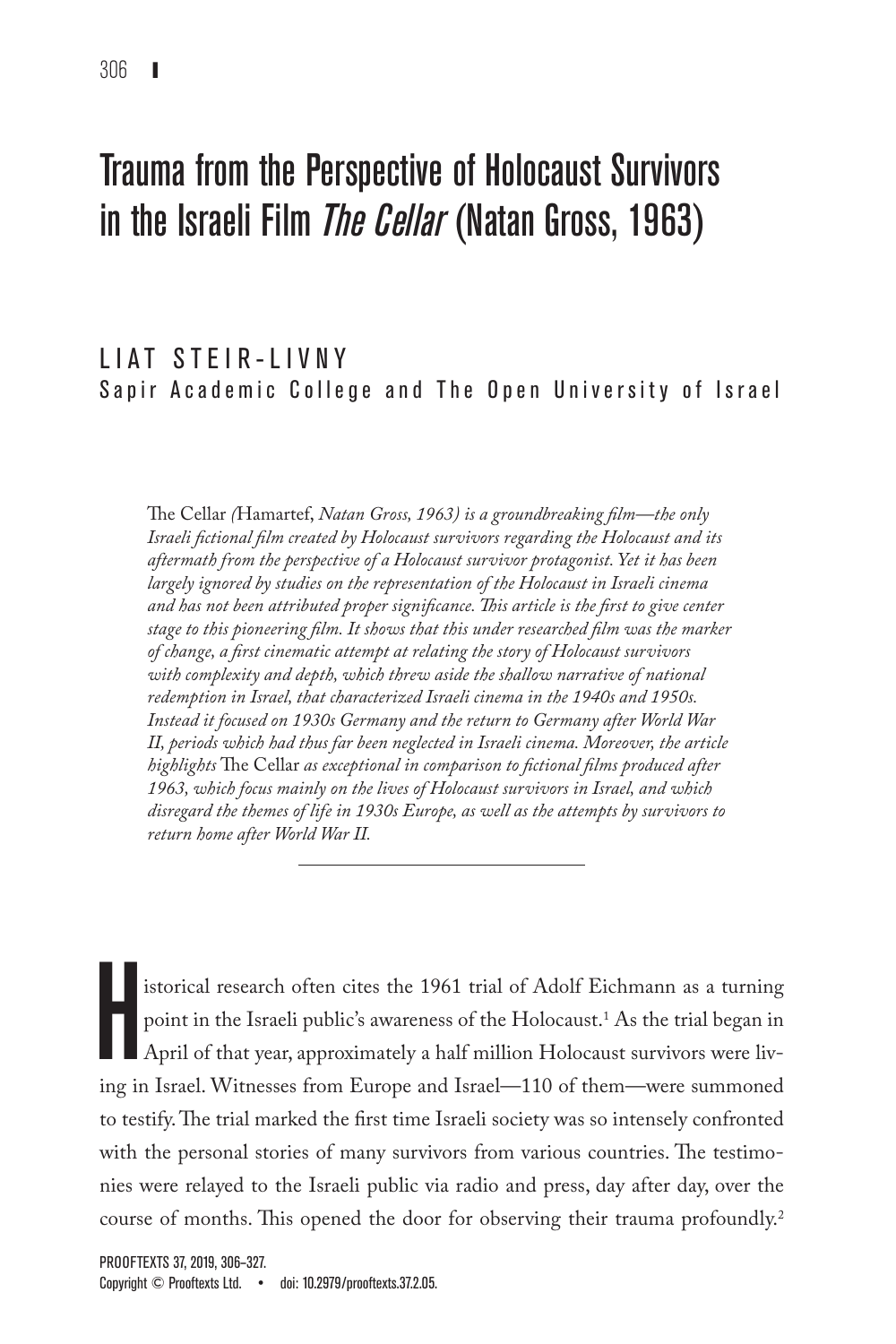# Trauma from the Perspective of Holocaust Survivors in the Israeli Film *The Cellar* (Natan Gross, 1963)

## LIAT STEIR-LIVNY

Sapir Academic College and The Open University of Israel

*The* Cellar *(*Hamartef, *Natan Gross, 1963) is a groundbreaking film—the only Israeli fictional film created by Holocaust survivors regarding the Holocaust and its aftermath from the perspective of a Holocaust survivor protagonist. Yet it has been largely ignored by studies on the representation of the Holocaust in Israeli cinema and has not been attributed proper significance. This article is the first to give center stage to this pioneering film. It shows that this under researched film was the marker of change, a first cinematic attempt at relating the story of Holocaust survivors with complexity and depth, which threw aside the shallow narrative of national redemption in Israel, that characterized Israeli cinema in the 1940s and 1950s. Instead it focused on 1930s Germany and the return to Germany after World War II, periods which had thus far been neglected in Israeli cinema. Moreover, the article highlights* The Cellar *as exceptional in comparison to fictional films produced after 1963, which focus mainly on the lives of Holocaust survivors in Israel, and which disregard the themes of life in 1930s Europe, as well as the attempts by survivors to return home after World War II.*

---

Historical research often cites the 1961 trial of Adolf Eichmann as a turning point in the Israeli public's awareness of the Holocaust.[1] As the trial began in April of that year, approximately a half million Holocaust survivors were living in Israel. Witnesses from Europe and Israel—110 of them—were summoned to testify. The trial marked the first time Israeli society was so intensely confronted with the personal stories of many survivors from various countries. The testimonies were relayed to the Israeli public via radio and press, day after day, over the course of months. This opened the door for observing their trauma profoundly.[2]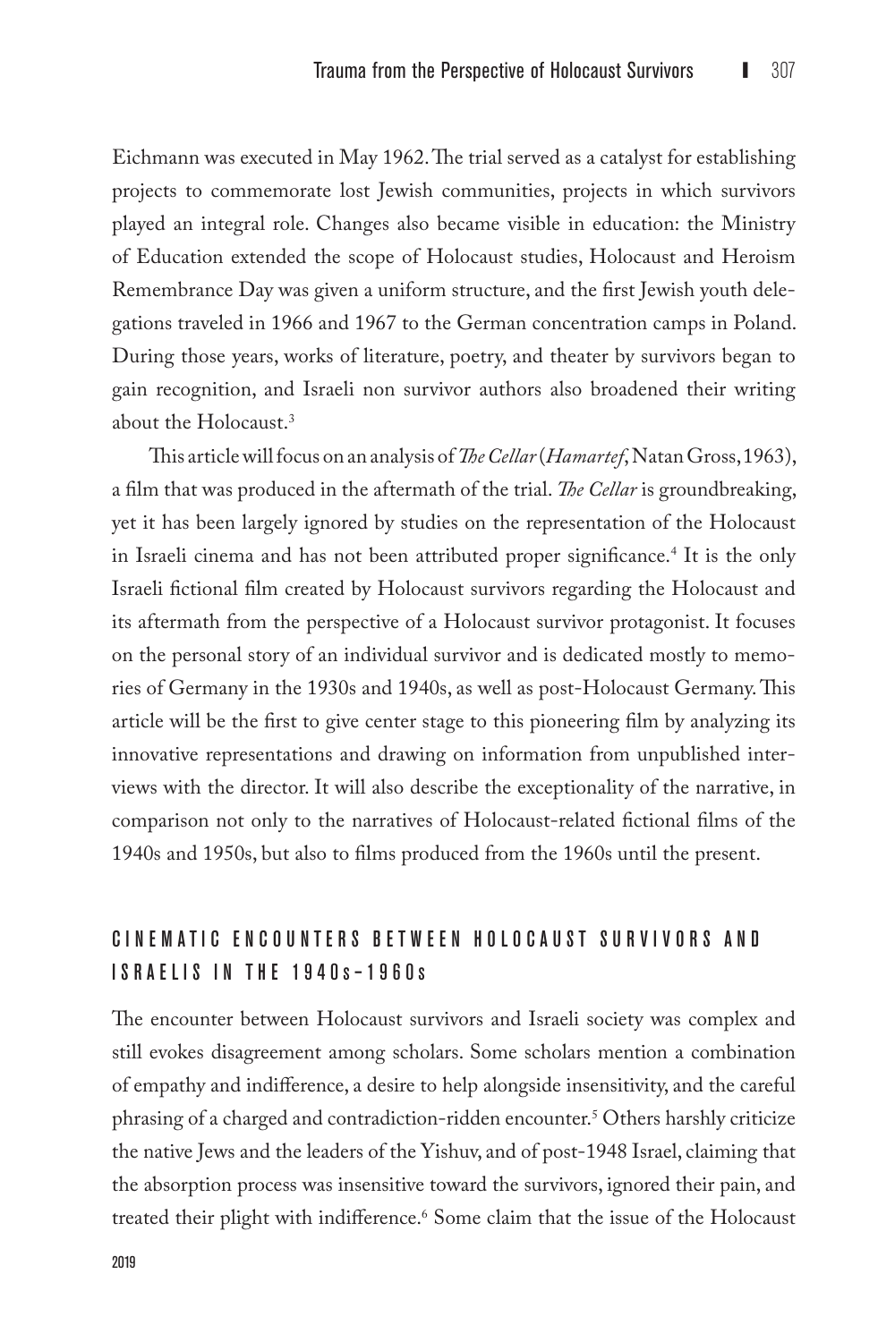Eichmann was executed in May 1962. The trial served as a catalyst for establishing projects to commemorate lost Jewish communities, projects in which survivors played an integral role. Changes also became visible in education: the Ministry of Education extended the scope of Holocaust studies, Holocaust and Heroism Remembrance Day was given a uniform structure, and the first Jewish youth delegations traveled in 1966 and 1967 to the German concentration camps in Poland. During those years, works of literature, poetry, and theater by survivors began to gain recognition, and Israeli non survivor authors also broadened their writing about the Holocaust.[3]

This article will focus on an analysis of *The Cellar* (*Hamartef*, Natan Gross, 1963), a film that was produced in the aftermath of the trial. *The Cellar* is groundbreaking, yet it has been largely ignored by studies on the representation of the Holocaust in Israeli cinema and has not been attributed proper significance.[4] It is the only Israeli fictional film created by Holocaust survivors regarding the Holocaust and its aftermath from the perspective of a Holocaust survivor protagonist. It focuses on the personal story of an individual survivor and is dedicated mostly to memories of Germany in the 1930s and 1940s, as well as post-Holocaust Germany. This article will be the first to give center stage to this pioneering film by analyzing its innovative representations and drawing on information from unpublished interviews with the director. It will also describe the exceptionality of the narrative, in comparison not only to the narratives of Holocaust-related fictional films of the 1940s and 1950s, but also to films produced from the 1960s until the present.

## CINEMATIC ENCOUNTERS BETWEEN HOLOCAUST SURVIVORS AND ISRAELIS IN THE 1940s–1960s

The encounter between Holocaust survivors and Israeli society was complex and still evokes disagreement among scholars. Some scholars mention a combination of empathy and indifference, a desire to help alongside insensitivity, and the careful phrasing of a charged and contradiction-ridden encounter.[5] Others harshly criticize the native Jews and the leaders of the Yishuv, and of post-1948 Israel, claiming that the absorption process was insensitive toward the survivors, ignored their pain, and treated their plight with indifference.[6] Some claim that the issue of the Holocaust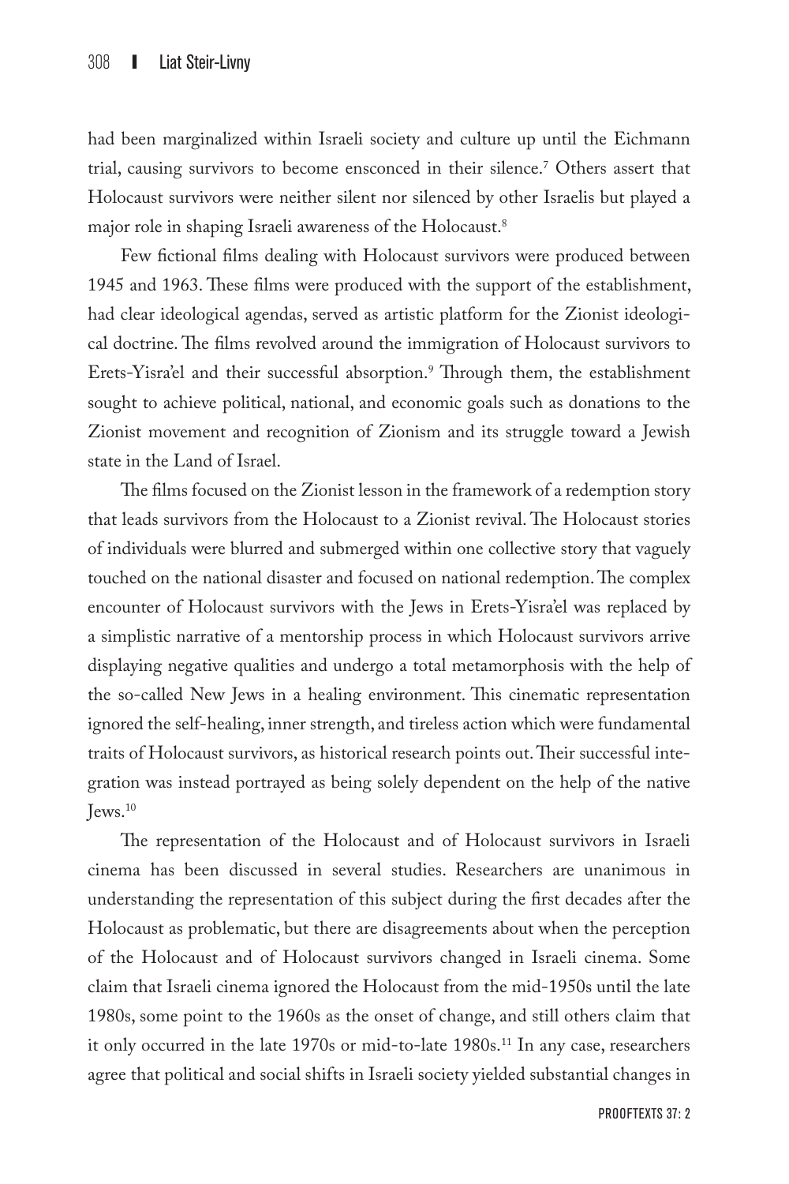had been marginalized within Israeli society and culture up until the Eichmann trial, causing survivors to become ensconced in their silence.[7] Others assert that Holocaust survivors were neither silent nor silenced by other Israelis but played a major role in shaping Israeli awareness of the Holocaust.[8]

Few fictional films dealing with Holocaust survivors were produced between 1945 and 1963. These films were produced with the support of the establishment, had clear ideological agendas, served as artistic platform for the Zionist ideological doctrine. The films revolved around the immigration of Holocaust survivors to Erets-Yisra'el and their successful absorption.[9] Through them, the establishment sought to achieve political, national, and economic goals such as donations to the Zionist movement and recognition of Zionism and its struggle toward a Jewish state in the Land of Israel.

The films focused on the Zionist lesson in the framework of a redemption story that leads survivors from the Holocaust to a Zionist revival. The Holocaust stories of individuals were blurred and submerged within one collective story that vaguely touched on the national disaster and focused on national redemption. The complex encounter of Holocaust survivors with the Jews in Erets-Yisra'el was replaced by a simplistic narrative of a mentorship process in which Holocaust survivors arrive displaying negative qualities and undergo a total metamorphosis with the help of the so-called New Jews in a healing environment. This cinematic representation ignored the self-healing, inner strength, and tireless action which were fundamental traits of Holocaust survivors, as historical research points out. Their successful integration was instead portrayed as being solely dependent on the help of the native Jews.[10]

The representation of the Holocaust and of Holocaust survivors in Israeli cinema has been discussed in several studies. Researchers are unanimous in understanding the representation of this subject during the first decades after the Holocaust as problematic, but there are disagreements about when the perception of the Holocaust and of Holocaust survivors changed in Israeli cinema. Some claim that Israeli cinema ignored the Holocaust from the mid-1950s until the late 1980s, some point to the 1960s as the onset of change, and still others claim that it only occurred in the late 1970s or mid-to-late 1980s.[11] In any case, researchers agree that political and social shifts in Israeli society yielded substantial changes in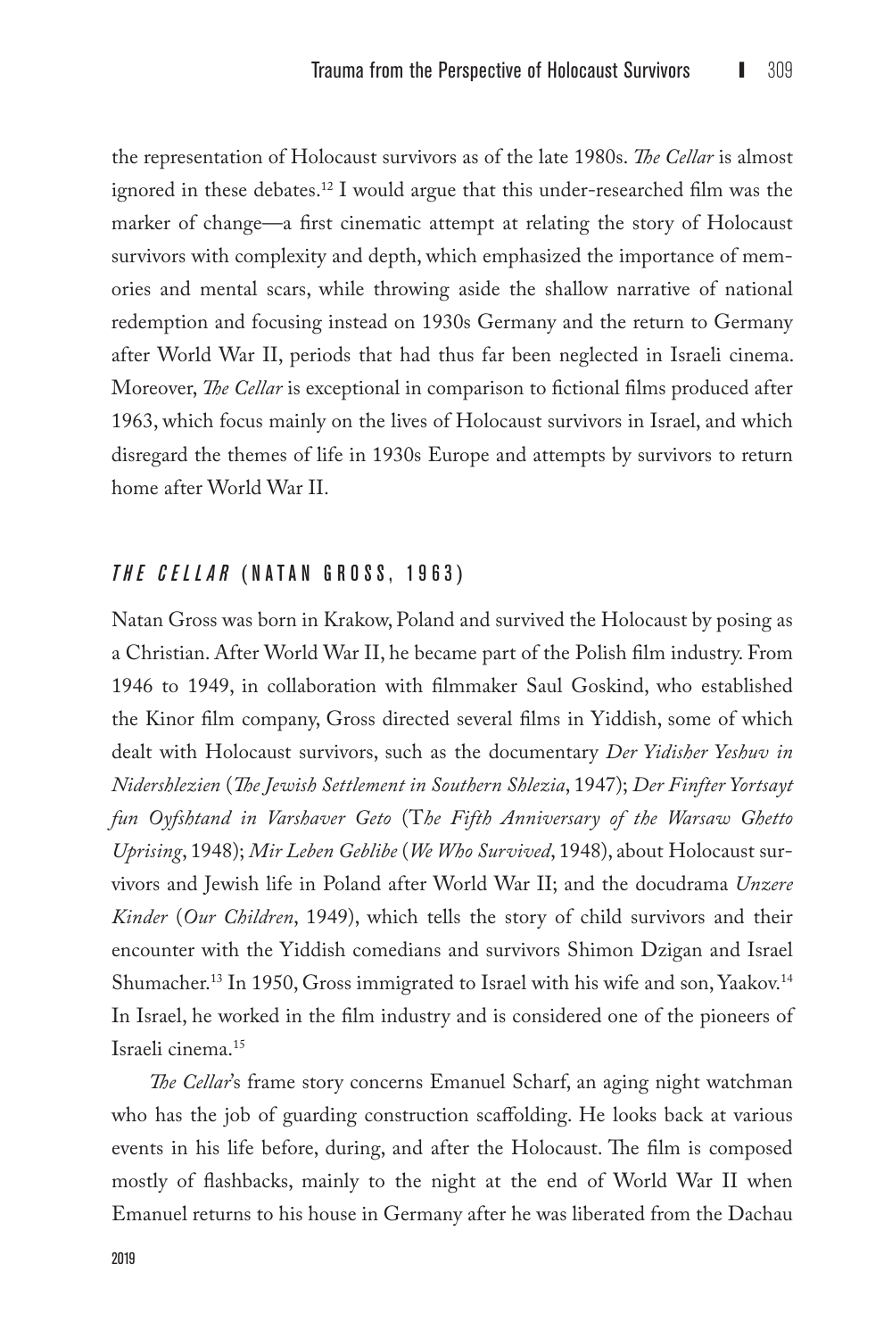the representation of Holocaust survivors as of the late 1980s. *The Cellar* is almost ignored in these debates.[12] I would argue that this under-researched film was the marker of change—a first cinematic attempt at relating the story of Holocaust survivors with complexity and depth, which emphasized the importance of memories and mental scars, while throwing aside the shallow narrative of national redemption and focusing instead on 1930s Germany and the return to Germany after World War II, periods that had thus far been neglected in Israeli cinema. Moreover, *The Cellar* is exceptional in comparison to fictional films produced after 1963, which focus mainly on the lives of Holocaust survivors in Israel, and which disregard the themes of life in 1930s Europe and attempts by survivors to return home after World War II.

## *THE CELLAR* (NATAN GROSS, 1963)

Natan Gross was born in Krakow, Poland and survived the Holocaust by posing as a Christian. After World War II, he became part of the Polish film industry. From 1946 to 1949, in collaboration with filmmaker Saul Goskind, who established the Kinor film company, Gross directed several films in Yiddish, some of which dealt with Holocaust survivors, such as the documentary *Der Yidisher Yeshuv in Nidershlezien* (*The Jewish Settlement in Southern Shlezia*, 1947); *Der Finfter Yortsayt fun Oyfshtand in Varshaver Geto* (*The Fifth Anniversary of the Warsaw Ghetto Uprising*, 1948); *Mir Leben Geblibe* (*We Who Survived*, 1948), about Holocaust survivors and Jewish life in Poland after World War II; and the docudrama *Unzere Kinder* (*Our Children*, 1949), which tells the story of child survivors and their encounter with the Yiddish comedians and survivors Shimon Dzigan and Israel Shumacher.[13] In 1950, Gross immigrated to Israel with his wife and son, Yaakov.[14] In Israel, he worked in the film industry and is considered one of the pioneers of Israeli cinema.[15]

*The Cellar*'s frame story concerns Emanuel Scharf, an aging night watchman who has the job of guarding construction scaffolding. He looks back at various events in his life before, during, and after the Holocaust. The film is composed mostly of flashbacks, mainly to the night at the end of World War II when Emanuel returns to his house in Germany after he was liberated from the Dachau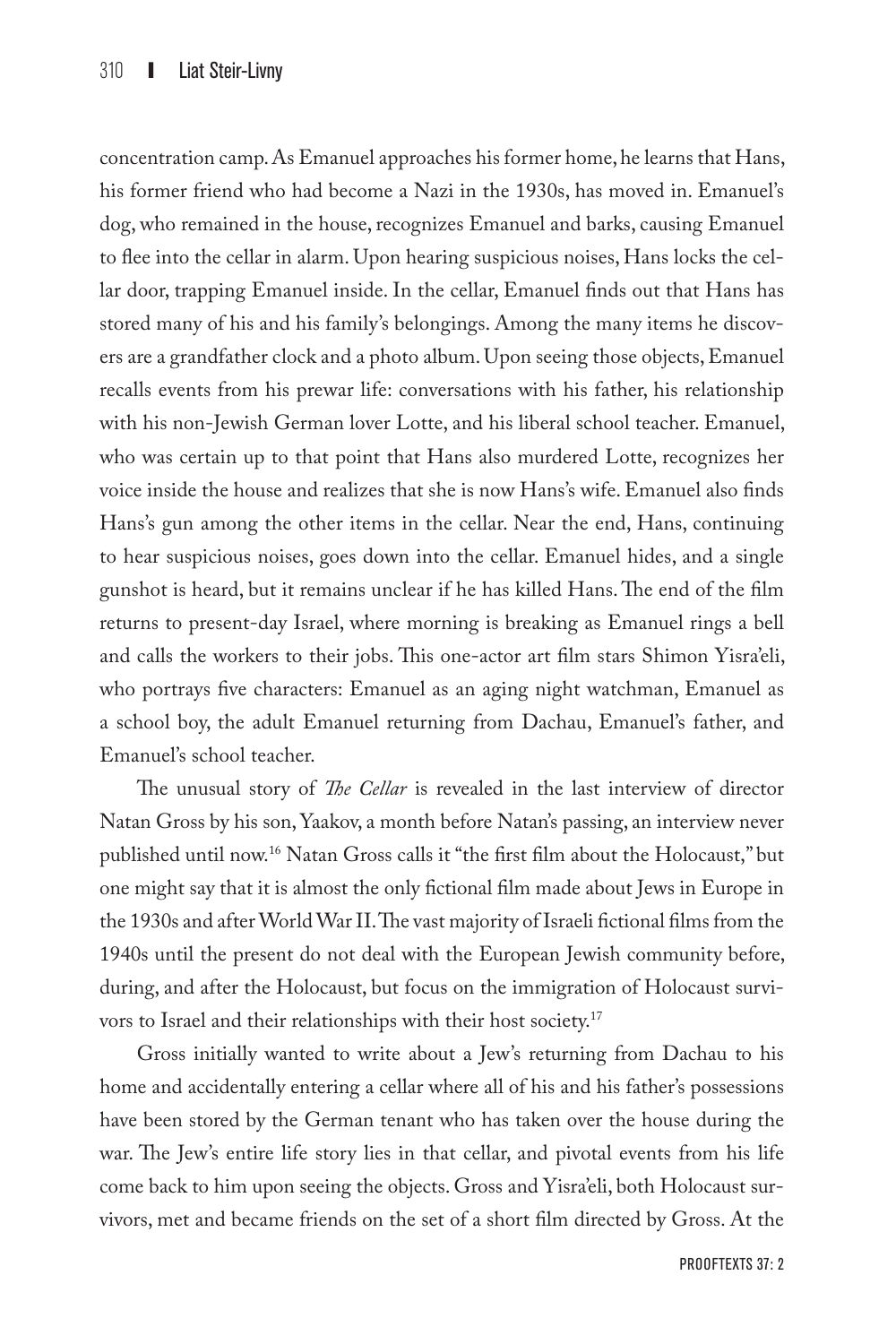concentration camp. As Emanuel approaches his former home, he learns that Hans, his former friend who had become a Nazi in the 1930s, has moved in. Emanuel's dog, who remained in the house, recognizes Emanuel and barks, causing Emanuel to flee into the cellar in alarm. Upon hearing suspicious noises, Hans locks the cellar door, trapping Emanuel inside. In the cellar, Emanuel finds out that Hans has stored many of his and his family's belongings. Among the many items he discovers are a grandfather clock and a photo album. Upon seeing those objects, Emanuel recalls events from his prewar life: conversations with his father, his relationship with his non-Jewish German lover Lotte, and his liberal school teacher. Emanuel, who was certain up to that point that Hans also murdered Lotte, recognizes her voice inside the house and realizes that she is now Hans's wife. Emanuel also finds Hans's gun among the other items in the cellar. Near the end, Hans, continuing to hear suspicious noises, goes down into the cellar. Emanuel hides, and a single gunshot is heard, but it remains unclear if he has killed Hans. The end of the film returns to present-day Israel, where morning is breaking as Emanuel rings a bell and calls the workers to their jobs. This one-actor art film stars Shimon Yisra'eli, who portrays five characters: Emanuel as an aging night watchman, Emanuel as a school boy, the adult Emanuel returning from Dachau, Emanuel's father, and Emanuel's school teacher.

The unusual story of *The Cellar* is revealed in the last interview of director Natan Gross by his son, Yaakov, a month before Natan's passing, an interview never published until now.[16] Natan Gross calls it "the first film about the Holocaust," but one might say that it is almost the only fictional film made about Jews in Europe in the 1930s and after World War II. The vast majority of Israeli fictional films from the 1940s until the present do not deal with the European Jewish community before, during, and after the Holocaust, but focus on the immigration of Holocaust survivors to Israel and their relationships with their host society.[17]

Gross initially wanted to write about a Jew's returning from Dachau to his home and accidentally entering a cellar where all of his and his father's possessions have been stored by the German tenant who has taken over the house during the war. The Jew's entire life story lies in that cellar, and pivotal events from his life come back to him upon seeing the objects. Gross and Yisra'eli, both Holocaust survivors, met and became friends on the set of a short film directed by Gross. At the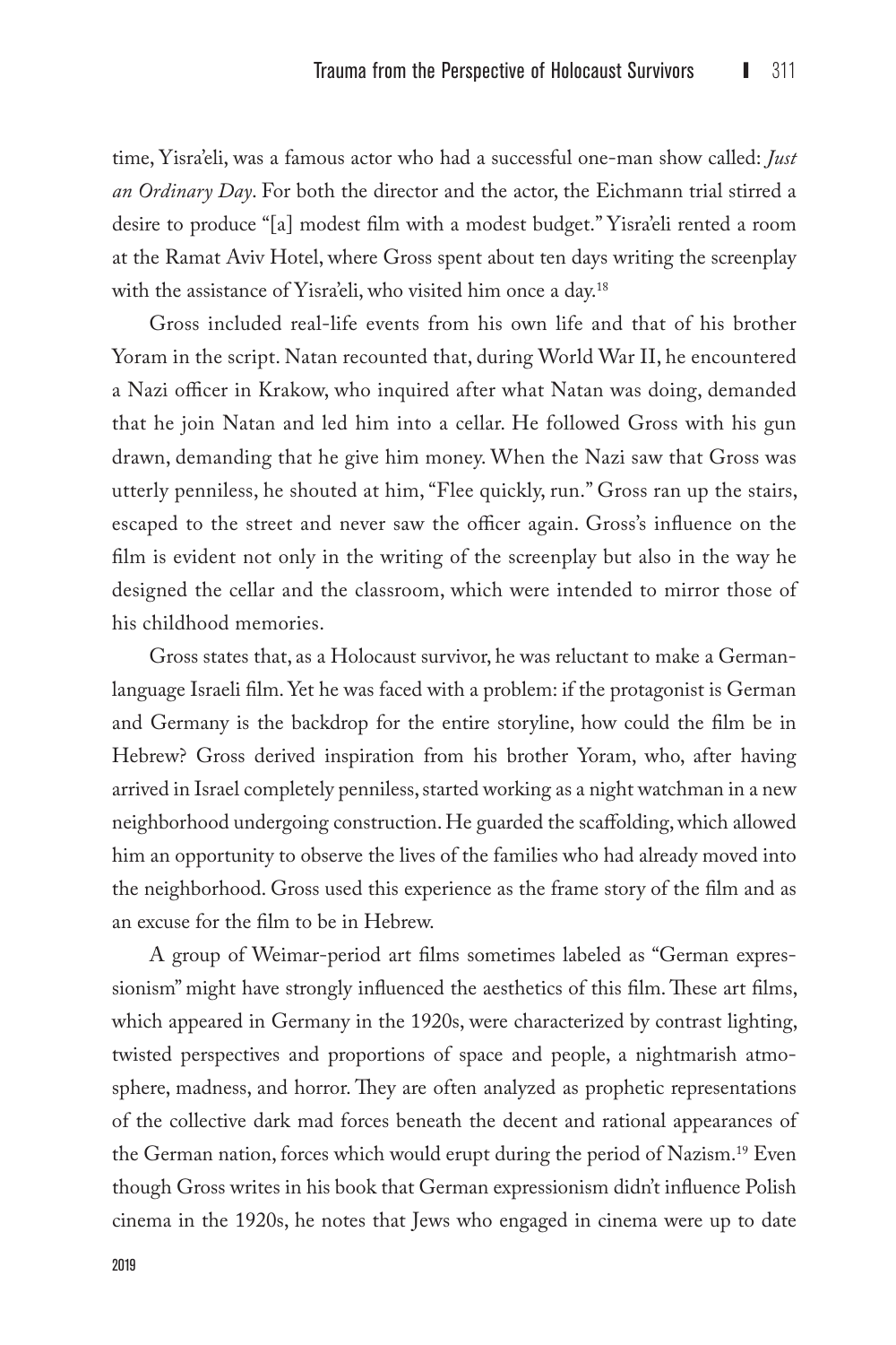time, Yisra'eli, was a famous actor who had a successful one-man show called: *Just an Ordinary Day*. For both the director and the actor, the Eichmann trial stirred a desire to produce "[a] modest film with a modest budget." Yisra'eli rented a room at the Ramat Aviv Hotel, where Gross spent about ten days writing the screenplay with the assistance of Yisra'eli, who visited him once a day.[18]

Gross included real-life events from his own life and that of his brother Yoram in the script. Natan recounted that, during World War II, he encountered a Nazi officer in Krakow, who inquired after what Natan was doing, demanded that he join Natan and led him into a cellar. He followed Gross with his gun drawn, demanding that he give him money. When the Nazi saw that Gross was utterly penniless, he shouted at him, "Flee quickly, run." Gross ran up the stairs, escaped to the street and never saw the officer again. Gross's influence on the film is evident not only in the writing of the screenplay but also in the way he designed the cellar and the classroom, which were intended to mirror those of his childhood memories.

Gross states that, as a Holocaust survivor, he was reluctant to make a German-language Israeli film. Yet he was faced with a problem: if the protagonist is German and Germany is the backdrop for the entire storyline, how could the film be in Hebrew? Gross derived inspiration from his brother Yoram, who, after having arrived in Israel completely penniless, started working as a night watchman in a new neighborhood undergoing construction. He guarded the scaffolding, which allowed him an opportunity to observe the lives of the families who had already moved into the neighborhood. Gross used this experience as the frame story of the film and as an excuse for the film to be in Hebrew.

A group of Weimar-period art films sometimes labeled as "German expressionism" might have strongly influenced the aesthetics of this film. These art films, which appeared in Germany in the 1920s, were characterized by contrast lighting, twisted perspectives and proportions of space and people, a nightmarish atmosphere, madness, and horror. They are often analyzed as prophetic representations of the collective dark mad forces beneath the decent and rational appearances of the German nation, forces which would erupt during the period of Nazism.[19] Even though Gross writes in his book that German expressionism didn't influence Polish cinema in the 1920s, he notes that Jews who engaged in cinema were up to date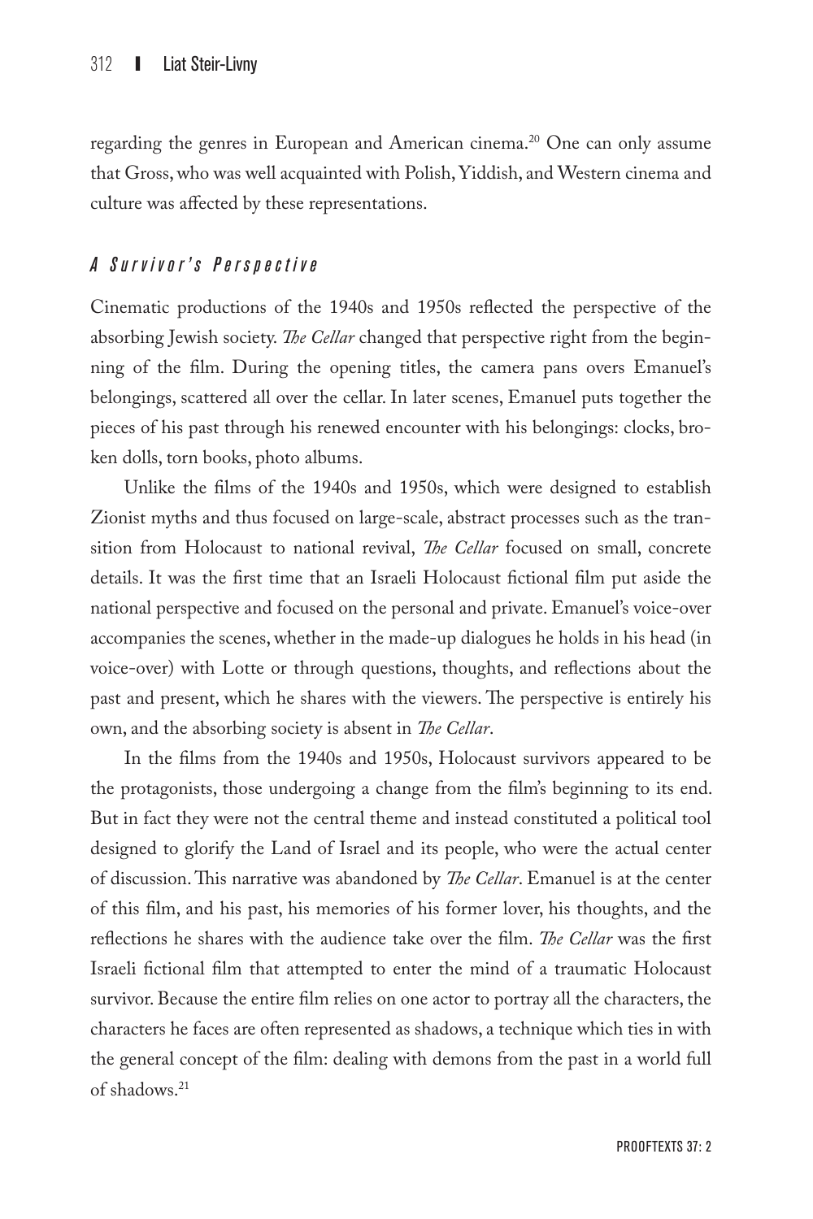regarding the genres in European and American cinema.[20] One can only assume that Gross, who was well acquainted with Polish, Yiddish, and Western cinema and culture was affected by these representations.

### *A Survivor's Perspective*

Cinematic productions of the 1940s and 1950s reflected the perspective of the absorbing Jewish society. *The Cellar* changed that perspective right from the beginning of the film. During the opening titles, the camera pans overs Emanuel's belongings, scattered all over the cellar. In later scenes, Emanuel puts together the pieces of his past through his renewed encounter with his belongings: clocks, broken dolls, torn books, photo albums.

Unlike the films of the 1940s and 1950s, which were designed to establish Zionist myths and thus focused on large-scale, abstract processes such as the transition from Holocaust to national revival, *The Cellar* focused on small, concrete details. It was the first time that an Israeli Holocaust fictional film put aside the national perspective and focused on the personal and private. Emanuel's voice-over accompanies the scenes, whether in the made-up dialogues he holds in his head (in voice-over) with Lotte or through questions, thoughts, and reflections about the past and present, which he shares with the viewers. The perspective is entirely his own, and the absorbing society is absent in *The Cellar*.

In the films from the 1940s and 1950s, Holocaust survivors appeared to be the protagonists, those undergoing a change from the film's beginning to its end. But in fact they were not the central theme and instead constituted a political tool designed to glorify the Land of Israel and its people, who were the actual center of discussion. This narrative was abandoned by *The Cellar*. Emanuel is at the center of this film, and his past, his memories of his former lover, his thoughts, and the reflections he shares with the audience take over the film. *The Cellar* was the first Israeli fictional film that attempted to enter the mind of a traumatic Holocaust survivor. Because the entire film relies on one actor to portray all the characters, the characters he faces are often represented as shadows, a technique which ties in with the general concept of the film: dealing with demons from the past in a world full of shadows.[21]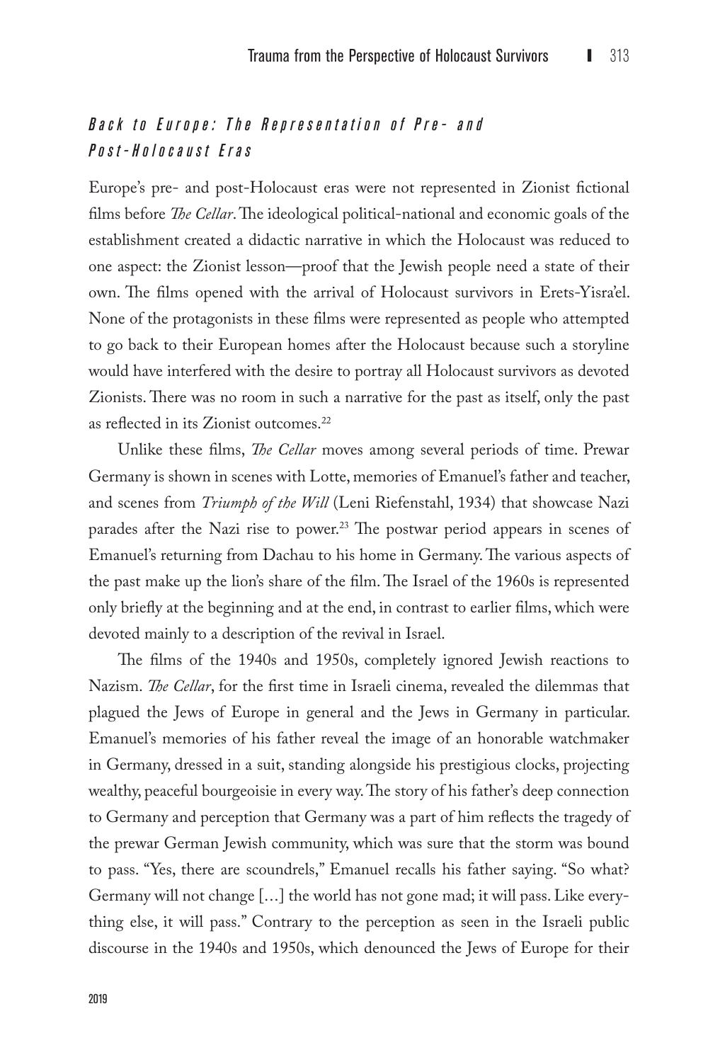## *Back to Europe: The Representation of Pre- and Post-Holocaust Eras*

Europe's pre- and post-Holocaust eras were not represented in Zionist fictional films before *The Cellar*. The ideological political-national and economic goals of the establishment created a didactic narrative in which the Holocaust was reduced to one aspect: the Zionist lesson—proof that the Jewish people need a state of their own. The films opened with the arrival of Holocaust survivors in Erets-Yisra'el. None of the protagonists in these films were represented as people who attempted to go back to their European homes after the Holocaust because such a storyline would have interfered with the desire to portray all Holocaust survivors as devoted Zionists. There was no room in such a narrative for the past as itself, only the past as reflected in its Zionist outcomes.[22]

Unlike these films, *The Cellar* moves among several periods of time. Prewar Germany is shown in scenes with Lotte, memories of Emanuel's father and teacher, and scenes from *Triumph of the Will* (Leni Riefenstahl, 1934) that showcase Nazi parades after the Nazi rise to power.[23] The postwar period appears in scenes of Emanuel's returning from Dachau to his home in Germany. The various aspects of the past make up the lion's share of the film. The Israel of the 1960s is represented only briefly at the beginning and at the end, in contrast to earlier films, which were devoted mainly to a description of the revival in Israel.

The films of the 1940s and 1950s, completely ignored Jewish reactions to Nazism. *The Cellar*, for the first time in Israeli cinema, revealed the dilemmas that plagued the Jews of Europe in general and the Jews in Germany in particular. Emanuel's memories of his father reveal the image of an honorable watchmaker in Germany, dressed in a suit, standing alongside his prestigious clocks, projecting wealthy, peaceful bourgeoisie in every way. The story of his father's deep connection to Germany and perception that Germany was a part of him reflects the tragedy of the prewar German Jewish community, which was sure that the storm was bound to pass. "Yes, there are scoundrels," Emanuel recalls his father saying. "So what? Germany will not change [...] the world has not gone mad; it will pass. Like everything else, it will pass." Contrary to the perception as seen in the Israeli public discourse in the 1940s and 1950s, which denounced the Jews of Europe for their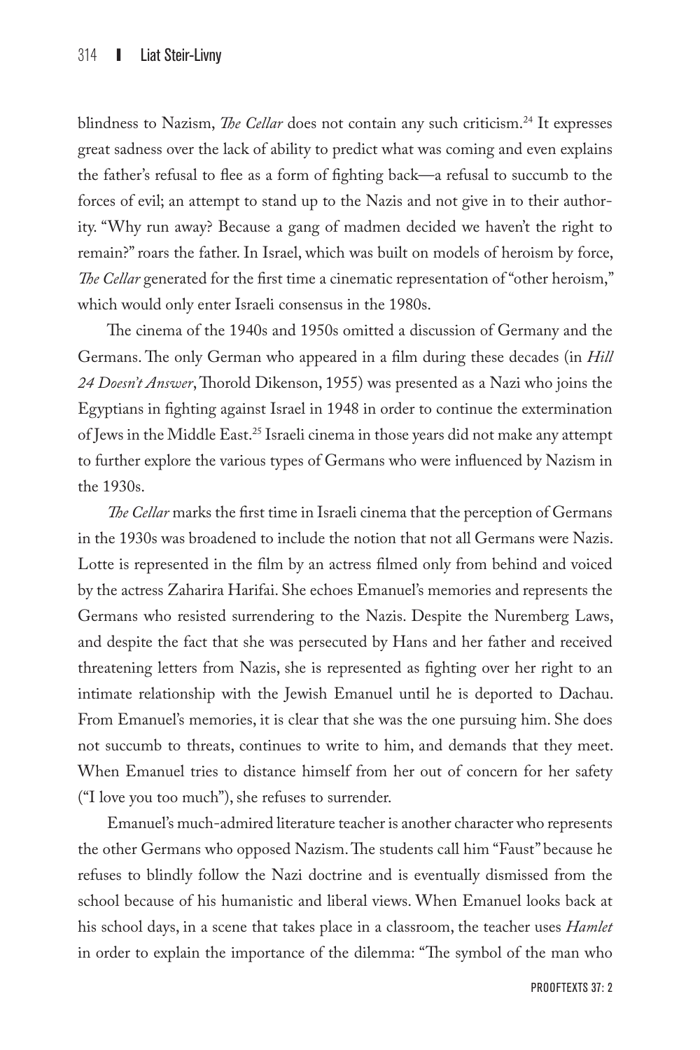blindness to Nazism, *The Cellar* does not contain any such criticism.[24] It expresses great sadness over the lack of ability to predict what was coming and even explains the father's refusal to flee as a form of fighting back—a refusal to succumb to the forces of evil; an attempt to stand up to the Nazis and not give in to their authority. "Why run away? Because a gang of madmen decided we haven't the right to remain?" roars the father. In Israel, which was built on models of heroism by force, *The Cellar* generated for the first time a cinematic representation of "other heroism," which would only enter Israeli consensus in the 1980s.

The cinema of the 1940s and 1950s omitted a discussion of Germany and the Germans. The only German who appeared in a film during these decades (in *Hill 24 Doesn't Answer*, Thorold Dikenson, 1955) was presented as a Nazi who joins the Egyptians in fighting against Israel in 1948 in order to continue the extermination of Jews in the Middle East.[25] Israeli cinema in those years did not make any attempt to further explore the various types of Germans who were influenced by Nazism in the 1930s.

*The Cellar* marks the first time in Israeli cinema that the perception of Germans in the 1930s was broadened to include the notion that not all Germans were Nazis. Lotte is represented in the film by an actress filmed only from behind and voiced by the actress Zaharira Harifai. She echoes Emanuel's memories and represents the Germans who resisted surrendering to the Nazis. Despite the Nuremberg Laws, and despite the fact that she was persecuted by Hans and her father and received threatening letters from Nazis, she is represented as fighting over her right to an intimate relationship with the Jewish Emanuel until he is deported to Dachau. From Emanuel's memories, it is clear that she was the one pursuing him. She does not succumb to threats, continues to write to him, and demands that they meet. When Emanuel tries to distance himself from her out of concern for her safety ("I love you too much"), she refuses to surrender.

Emanuel's much-admired literature teacher is another character who represents the other Germans who opposed Nazism. The students call him "Faust" because he refuses to blindly follow the Nazi doctrine and is eventually dismissed from the school because of his humanistic and liberal views. When Emanuel looks back at his school days, in a scene that takes place in a classroom, the teacher uses *Hamlet* in order to explain the importance of the dilemma: "The symbol of the man who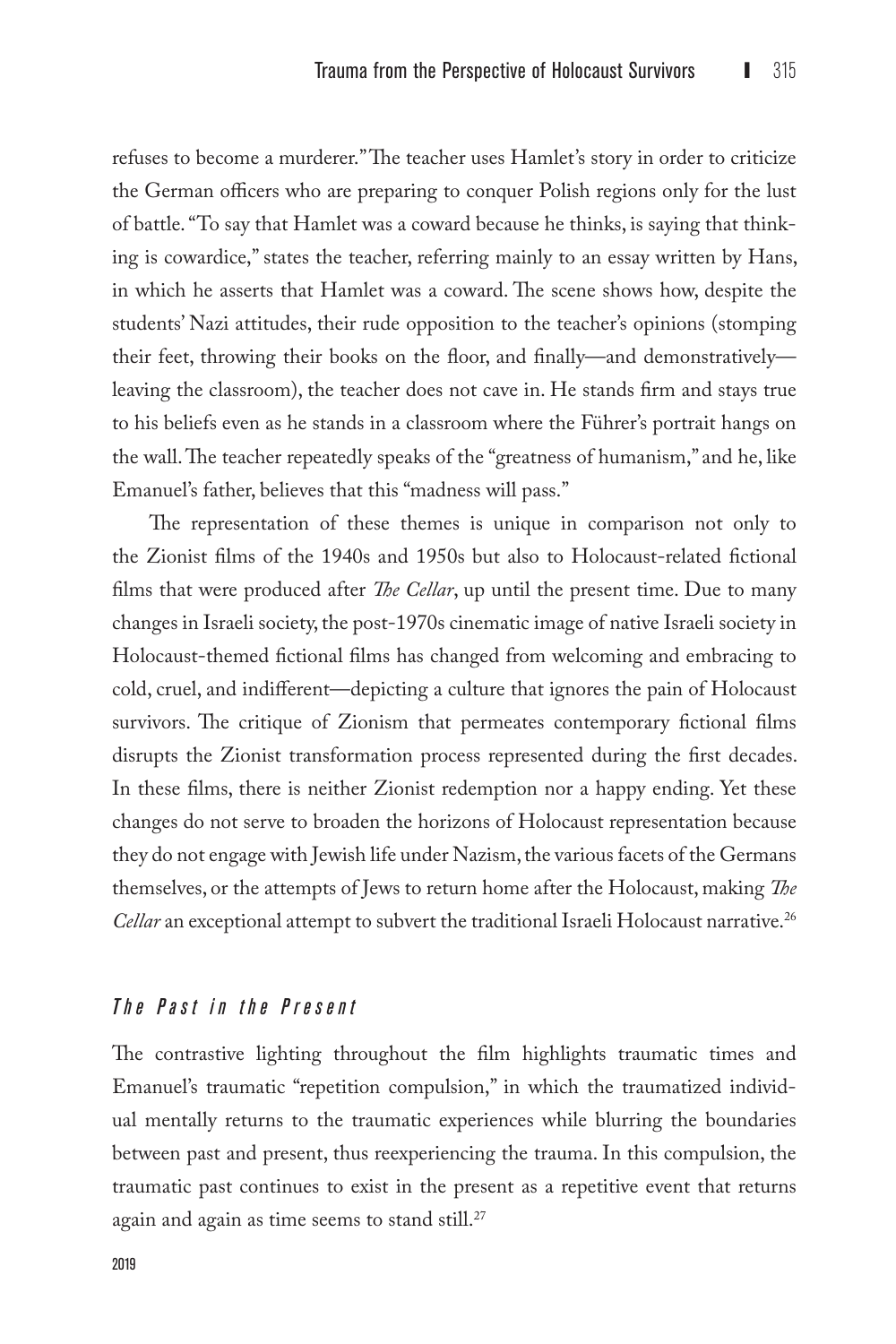refuses to become a murderer." The teacher uses Hamlet's story in order to criticize the German officers who are preparing to conquer Polish regions only for the lust of battle. "To say that Hamlet was a coward because he thinks, is saying that thinking is cowardice," states the teacher, referring mainly to an essay written by Hans, in which he asserts that Hamlet was a coward. The scene shows how, despite the students' Nazi attitudes, their rude opposition to the teacher's opinions (stomping their feet, throwing their books on the floor, and finally—and demonstratively—leaving the classroom), the teacher does not cave in. He stands firm and stays true to his beliefs even as he stands in a classroom where the Führer's portrait hangs on the wall. The teacher repeatedly speaks of the "greatness of humanism," and he, like Emanuel's father, believes that this "madness will pass."

The representation of these themes is unique in comparison not only to the Zionist films of the 1940s and 1950s but also to Holocaust-related fictional films that were produced after *The Cellar*, up until the present time. Due to many changes in Israeli society, the post-1970s cinematic image of native Israeli society in Holocaust-themed fictional films has changed from welcoming and embracing to cold, cruel, and indifferent—depicting a culture that ignores the pain of Holocaust survivors. The critique of Zionism that permeates contemporary fictional films disrupts the Zionist transformation process represented during the first decades. In these films, there is neither Zionist redemption nor a happy ending. Yet these changes do not serve to broaden the horizons of Holocaust representation because they do not engage with Jewish life under Nazism, the various facets of the Germans themselves, or the attempts of Jews to return home after the Holocaust, making *The Cellar* an exceptional attempt to subvert the traditional Israeli Holocaust narrative.[26]

### *The Past in the Present*

The contrastive lighting throughout the film highlights traumatic times and Emanuel's traumatic "repetition compulsion," in which the traumatized individual mentally returns to the traumatic experiences while blurring the boundaries between past and present, thus reexperiencing the trauma. In this compulsion, the traumatic past continues to exist in the present as a repetitive event that returns again and again as time seems to stand still.[27]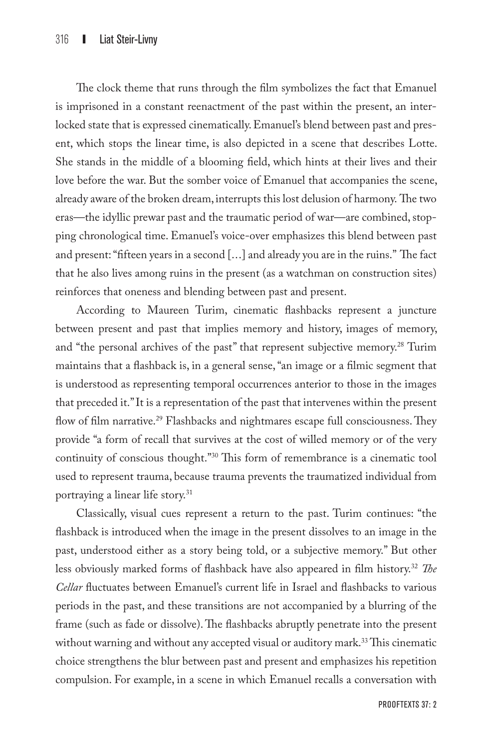The clock theme that runs through the film symbolizes the fact that Emanuel is imprisoned in a constant reenactment of the past within the present, an interlocked state that is expressed cinematically. Emanuel's blend between past and present, which stops the linear time, is also depicted in a scene that describes Lotte. She stands in the middle of a blooming field, which hints at their lives and their love before the war. But the somber voice of Emanuel that accompanies the scene, already aware of the broken dream, interrupts this lost delusion of harmony. The two eras—the idyllic prewar past and the traumatic period of war—are combined, stopping chronological time. Emanuel's voice-over emphasizes this blend between past and present: "fifteen years in a second [...] and already you are in the ruins." The fact that he also lives among ruins in the present (as a watchman on construction sites) reinforces that oneness and blending between past and present.

According to Maureen Turim, cinematic flashbacks represent a juncture between present and past that implies memory and history, images of memory, and "the personal archives of the past" that represent subjective memory.[28] Turim maintains that a flashback is, in a general sense, "an image or a filmic segment that is understood as representing temporal occurrences anterior to those in the images that preceded it." It is a representation of the past that intervenes within the present flow of film narrative.[29] Flashbacks and nightmares escape full consciousness. They provide "a form of recall that survives at the cost of willed memory or of the very continuity of conscious thought."[30] This form of remembrance is a cinematic tool used to represent trauma, because trauma prevents the traumatized individual from portraying a linear life story.[31]

Classically, visual cues represent a return to the past. Turim continues: "the flashback is introduced when the image in the present dissolves to an image in the past, understood either as a story being told, or a subjective memory." But other less obviously marked forms of flashback have also appeared in film history.[32] *The Cellar* fluctuates between Emanuel's current life in Israel and flashbacks to various periods in the past, and these transitions are not accompanied by a blurring of the frame (such as fade or dissolve). The flashbacks abruptly penetrate into the present without warning and without any accepted visual or auditory mark.[33] This cinematic choice strengthens the blur between past and present and emphasizes his repetition compulsion. For example, in a scene in which Emanuel recalls a conversation with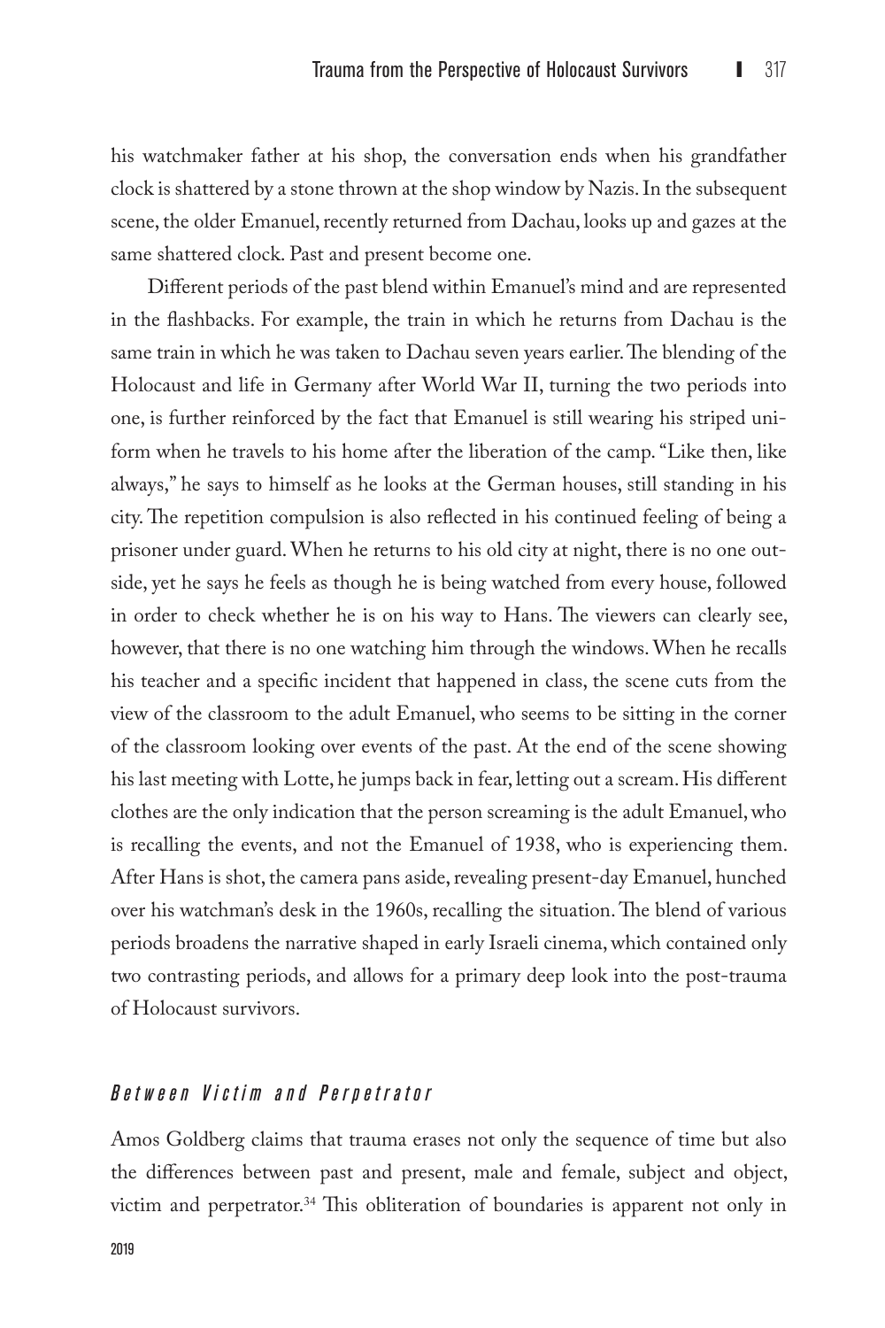his watchmaker father at his shop, the conversation ends when his grandfather clock is shattered by a stone thrown at the shop window by Nazis. In the subsequent scene, the older Emanuel, recently returned from Dachau, looks up and gazes at the same shattered clock. Past and present become one.

Different periods of the past blend within Emanuel's mind and are represented in the flashbacks. For example, the train in which he returns from Dachau is the same train in which he was taken to Dachau seven years earlier. The blending of the Holocaust and life in Germany after World War II, turning the two periods into one, is further reinforced by the fact that Emanuel is still wearing his striped uniform when he travels to his home after the liberation of the camp. "Like then, like always," he says to himself as he looks at the German houses, still standing in his city. The repetition compulsion is also reflected in his continued feeling of being a prisoner under guard. When he returns to his old city at night, there is no one outside, yet he says he feels as though he is being watched from every house, followed in order to check whether he is on his way to Hans. The viewers can clearly see, however, that there is no one watching him through the windows. When he recalls his teacher and a specific incident that happened in class, the scene cuts from the view of the classroom to the adult Emanuel, who seems to be sitting in the corner of the classroom looking over events of the past. At the end of the scene showing his last meeting with Lotte, he jumps back in fear, letting out a scream. His different clothes are the only indication that the person screaming is the adult Emanuel, who is recalling the events, and not the Emanuel of 1938, who is experiencing them. After Hans is shot, the camera pans aside, revealing present-day Emanuel, hunched over his watchman's desk in the 1960s, recalling the situation. The blend of various periods broadens the narrative shaped in early Israeli cinema, which contained only two contrasting periods, and allows for a primary deep look into the post-trauma of Holocaust survivors.

### *Between Victim and Perpetrator*

Amos Goldberg claims that trauma erases not only the sequence of time but also the differences between past and present, male and female, subject and object, victim and perpetrator.[34] This obliteration of boundaries is apparent not only in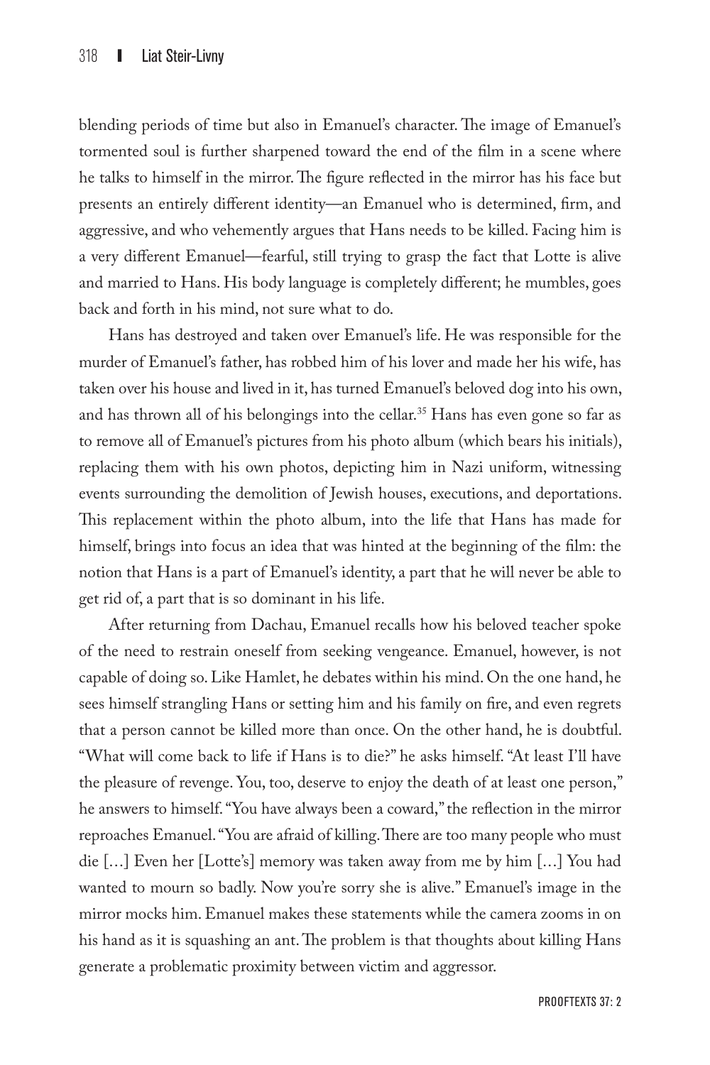blending periods of time but also in Emanuel's character. The image of Emanuel's tormented soul is further sharpened toward the end of the film in a scene where he talks to himself in the mirror. The figure reflected in the mirror has his face but presents an entirely different identity—an Emanuel who is determined, firm, and aggressive, and who vehemently argues that Hans needs to be killed. Facing him is a very different Emanuel—fearful, still trying to grasp the fact that Lotte is alive and married to Hans. His body language is completely different; he mumbles, goes back and forth in his mind, not sure what to do.

Hans has destroyed and taken over Emanuel's life. He was responsible for the murder of Emanuel's father, has robbed him of his lover and made her his wife, has taken over his house and lived in it, has turned Emanuel's beloved dog into his own, and has thrown all of his belongings into the cellar.[35] Hans has even gone so far as to remove all of Emanuel's pictures from his photo album (which bears his initials), replacing them with his own photos, depicting him in Nazi uniform, witnessing events surrounding the demolition of Jewish houses, executions, and deportations. This replacement within the photo album, into the life that Hans has made for himself, brings into focus an idea that was hinted at the beginning of the film: the notion that Hans is a part of Emanuel's identity, a part that he will never be able to get rid of, a part that is so dominant in his life.

After returning from Dachau, Emanuel recalls how his beloved teacher spoke of the need to restrain oneself from seeking vengeance. Emanuel, however, is not capable of doing so. Like Hamlet, he debates within his mind. On the one hand, he sees himself strangling Hans or setting him and his family on fire, and even regrets that a person cannot be killed more than once. On the other hand, he is doubtful. "What will come back to life if Hans is to die?" he asks himself. "At least I'll have the pleasure of revenge. You, too, deserve to enjoy the death of at least one person," he answers to himself. "You have always been a coward," the reflection in the mirror reproaches Emanuel. "You are afraid of killing. There are too many people who must die […] Even her [Lotte's] memory was taken away from me by him […] You had wanted to mourn so badly. Now you're sorry she is alive." Emanuel's image in the mirror mocks him. Emanuel makes these statements while the camera zooms in on his hand as it is squashing an ant. The problem is that thoughts about killing Hans generate a problematic proximity between victim and aggressor.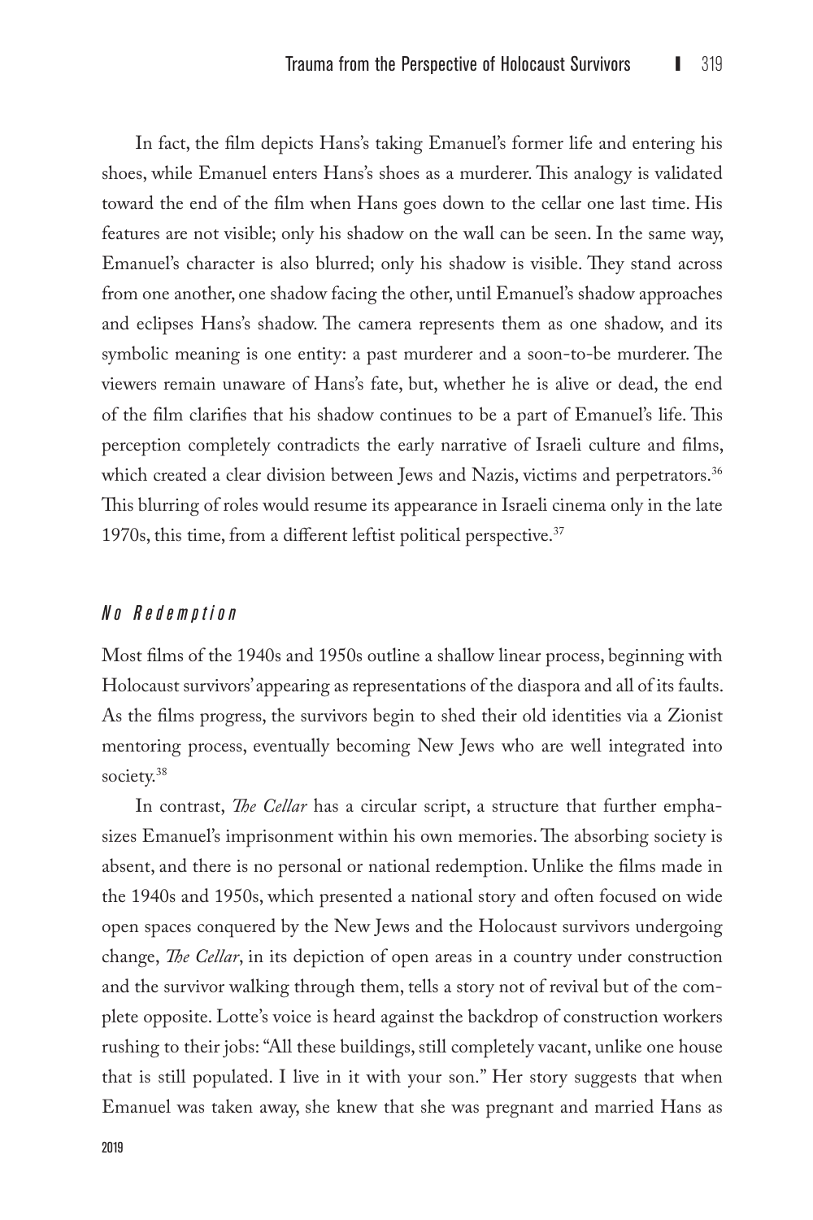In fact, the film depicts Hans's taking Emanuel's former life and entering his shoes, while Emanuel enters Hans's shoes as a murderer. This analogy is validated toward the end of the film when Hans goes down to the cellar one last time. His features are not visible; only his shadow on the wall can be seen. In the same way, Emanuel's character is also blurred; only his shadow is visible. They stand across from one another, one shadow facing the other, until Emanuel's shadow approaches and eclipses Hans's shadow. The camera represents them as one shadow, and its symbolic meaning is one entity: a past murderer and a soon-to-be murderer. The viewers remain unaware of Hans's fate, but, whether he is alive or dead, the end of the film clarifies that his shadow continues to be a part of Emanuel's life. This perception completely contradicts the early narrative of Israeli culture and films, which created a clear division between Jews and Nazis, victims and perpetrators.[36] This blurring of roles would resume its appearance in Israeli cinema only in the late 1970s, this time, from a different leftist political perspective.[37]

### *No Redemption*

Most films of the 1940s and 1950s outline a shallow linear process, beginning with Holocaust survivors' appearing as representations of the diaspora and all of its faults. As the films progress, the survivors begin to shed their old identities via a Zionist mentoring process, eventually becoming New Jews who are well integrated into society.[38]

In contrast, *The Cellar* has a circular script, a structure that further emphasizes Emanuel's imprisonment within his own memories. The absorbing society is absent, and there is no personal or national redemption. Unlike the films made in the 1940s and 1950s, which presented a national story and often focused on wide open spaces conquered by the New Jews and the Holocaust survivors undergoing change, *The Cellar*, in its depiction of open areas in a country under construction and the survivor walking through them, tells a story not of revival but of the complete opposite. Lotte's voice is heard against the backdrop of construction workers rushing to their jobs: "All these buildings, still completely vacant, unlike one house that is still populated. I live in it with your son." Her story suggests that when Emanuel was taken away, she knew that she was pregnant and married Hans as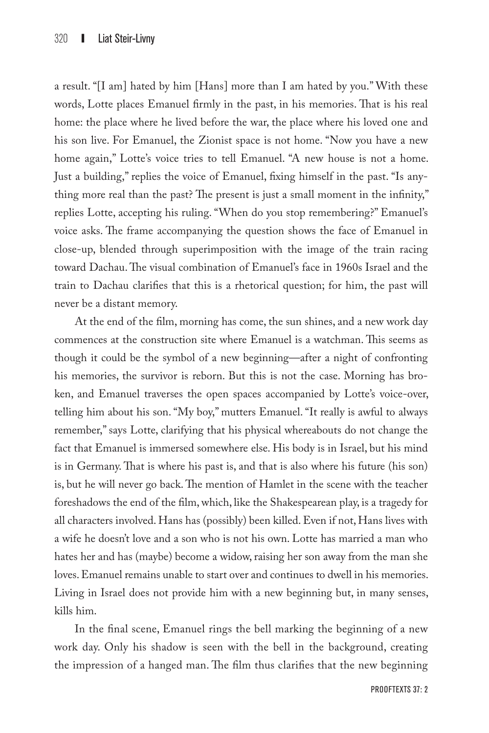a result. "[I am] hated by him [Hans] more than I am hated by you." With these words, Lotte places Emanuel firmly in the past, in his memories. That is his real home: the place where he lived before the war, the place where his loved one and his son live. For Emanuel, the Zionist space is not home. "Now you have a new home again," Lotte's voice tries to tell Emanuel. "A new house is not a home. Just a building," replies the voice of Emanuel, fixing himself in the past. "Is anything more real than the past? The present is just a small moment in the infinity," replies Lotte, accepting his ruling. "When do you stop remembering?" Emanuel's voice asks. The frame accompanying the question shows the face of Emanuel in close-up, blended through superimposition with the image of the train racing toward Dachau. The visual combination of Emanuel's face in 1960s Israel and the train to Dachau clarifies that this is a rhetorical question; for him, the past will never be a distant memory.

At the end of the film, morning has come, the sun shines, and a new work day commences at the construction site where Emanuel is a watchman. This seems as though it could be the symbol of a new beginning—after a night of confronting his memories, the survivor is reborn. But this is not the case. Morning has broken, and Emanuel traverses the open spaces accompanied by Lotte's voice-over, telling him about his son. "My boy," mutters Emanuel. "It really is awful to always remember," says Lotte, clarifying that his physical whereabouts do not change the fact that Emanuel is immersed somewhere else. His body is in Israel, but his mind is in Germany. That is where his past is, and that is also where his future (his son) is, but he will never go back. The mention of Hamlet in the scene with the teacher foreshadows the end of the film, which, like the Shakespearean play, is a tragedy for all characters involved. Hans has (possibly) been killed. Even if not, Hans lives with a wife he doesn't love and a son who is not his own. Lotte has married a man who hates her and has (maybe) become a widow, raising her son away from the man she loves. Emanuel remains unable to start over and continues to dwell in his memories. Living in Israel does not provide him with a new beginning but, in many senses, kills him.

In the final scene, Emanuel rings the bell marking the beginning of a new work day. Only his shadow is seen with the bell in the background, creating the impression of a hanged man. The film thus clarifies that the new beginning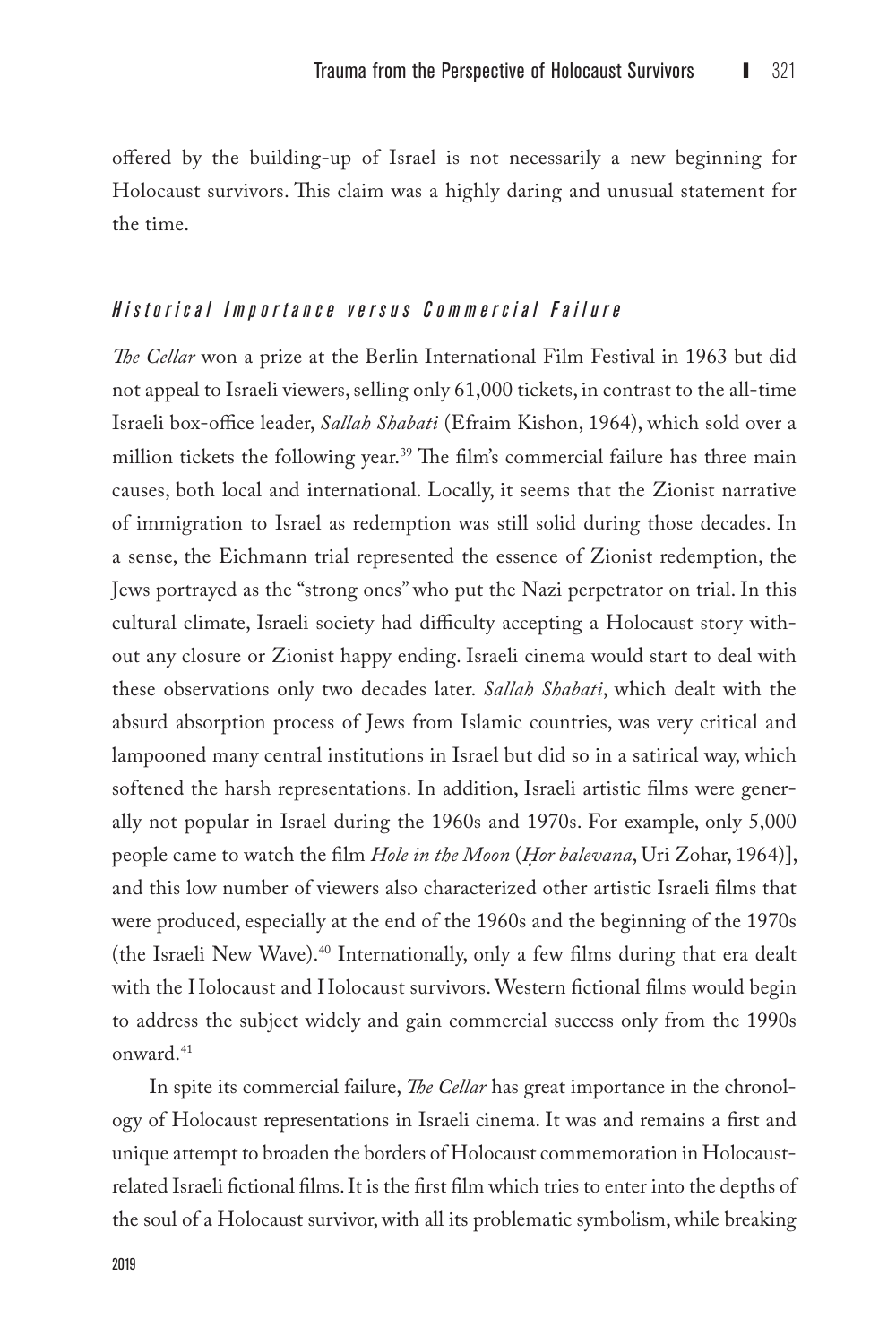offered by the building-up of Israel is not necessarily a new beginning for Holocaust survivors. This claim was a highly daring and unusual statement for the time.

### *Historical Importance versus Commercial Failure*

*The Cellar* won a prize at the Berlin International Film Festival in 1963 but did not appeal to Israeli viewers, selling only 61,000 tickets, in contrast to the all-time Israeli box-office leader, *Sallah Shabati* (Efraim Kishon, 1964), which sold over a million tickets the following year.[39] The film's commercial failure has three main causes, both local and international. Locally, it seems that the Zionist narrative of immigration to Israel as redemption was still solid during those decades. In a sense, the Eichmann trial represented the essence of Zionist redemption, the Jews portrayed as the "strong ones" who put the Nazi perpetrator on trial. In this cultural climate, Israeli society had difficulty accepting a Holocaust story without any closure or Zionist happy ending. Israeli cinema would start to deal with these observations only two decades later. *Sallah Shabati*, which dealt with the absurd absorption process of Jews from Islamic countries, was very critical and lampooned many central institutions in Israel but did so in a satirical way, which softened the harsh representations. In addition, Israeli artistic films were generally not popular in Israel during the 1960s and 1970s. For example, only 5,000 people came to watch the film *Hole in the Moon* (*Ḥor balevana*, Uri Zohar, 1964)], and this low number of viewers also characterized other artistic Israeli films that were produced, especially at the end of the 1960s and the beginning of the 1970s (the Israeli New Wave).[40] Internationally, only a few films during that era dealt with the Holocaust and Holocaust survivors. Western fictional films would begin to address the subject widely and gain commercial success only from the 1990s onward.[41]

In spite its commercial failure, *The Cellar* has great importance in the chronology of Holocaust representations in Israeli cinema. It was and remains a first and unique attempt to broaden the borders of Holocaust commemoration in Holocaust-related Israeli fictional films. It is the first film which tries to enter into the depths of the soul of a Holocaust survivor, with all its problematic symbolism, while breaking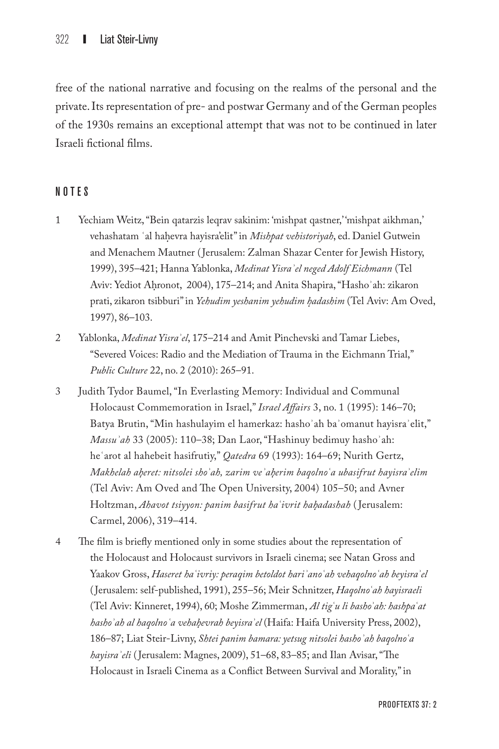free of the national narrative and focusing on the realms of the personal and the private. Its representation of pre- and postwar Germany and of the German peoples of the 1930s remains an exceptional attempt that was not to be continued in later Israeli fictional films.

## NOTES

1. Yechiam Weitz, "Bein qatarzis leqrav sakinim: 'mishpat qastner,' 'mishpat aikhman,' vehashatam ʿal haḥevra hayisra'elit" in *Mishpat vehistoriyah*, ed. Daniel Gutwein and Menachem Mautner (Jerusalem: Zalman Shazar Center for Jewish History, 1999), 395–421; Hanna Yablonka, *Medinat Yisraʾel neged Adolf Eichmann* (Tel Aviv: Yediot Aḥronot, 2004), 175–214; and Anita Shapira, "Hashoʾah: zikaron prati, zikaron tsibburi" in *Yehudim yeshanim yehudim ḥadashim* (Tel Aviv: Am Oved, 1997), 86–103.

2. Yablonka, *Medinat Yisraʾel*, 175–214 and Amit Pinchevski and Tamar Liebes, "Severed Voices: Radio and the Mediation of Trauma in the Eichmann Trial," *Public Culture* 22, no. 2 (2010): 265–91.

3. Judith Tydor Baumel, "In Everlasting Memory: Individual and Communal Holocaust Commemoration in Israel," *Israel Affairs* 3, no. 1 (1995): 146–70; Batya Brutin, "Min hashulayim el hamerkaz: hashoʾah baʾomanut hayisraʾelit," *Massuʾah* 33 (2005): 110–38; Dan Laor, "Hashinuy bedimuy hashoʾah: heʿarot al hahebeit hasifrutiy," *Qatedra* 69 (1993): 164–69; Nurith Gertz, *Makhelah aḥeret: nitsolei shoʾah, zarim veʾaḥerim baqolnoʿa ubasifrut hayisraʾelim* (Tel Aviv: Am Oved and The Open University, 2004) 105–50; and Avner Holtzman, *Ahavot tsiyyon: panim basifrut haʿivrit haḥadashah* (Jerusalem: Carmel, 2006), 319–414.

4. The film is briefly mentioned only in some studies about the representation of the Holocaust and Holocaust survivors in Israeli cinema; see Natan Gross and Yaakov Gross, *Haseret haʿivriy: peraqim betoldot hariʾanoʿah vehaqolnoʿah beyisraʾel* (Jerusalem: self-published, 1991), 255–56; Meir Schnitzer, *Haqolnoʿah hayisraeli* (Tel Aviv: Kinneret, 1994), 60; Moshe Zimmerman, *Al tigʿu li bashoʾah: hashpaʿat hashoʾah al haqolnoʿa vehaḥevrah beyisraʾel* (Haifa: Haifa University Press, 2002), 186–87; Liat Steir-Livny, *Shtei panim bamara: yetsug nitsolei hashoʾah baqolnoʿa hayisraʾeli* (Jerusalem: Magnes, 2009), 51–68, 83–85; and Ilan Avisar, "The Holocaust in Israeli Cinema as a Conflict Between Survival and Morality," in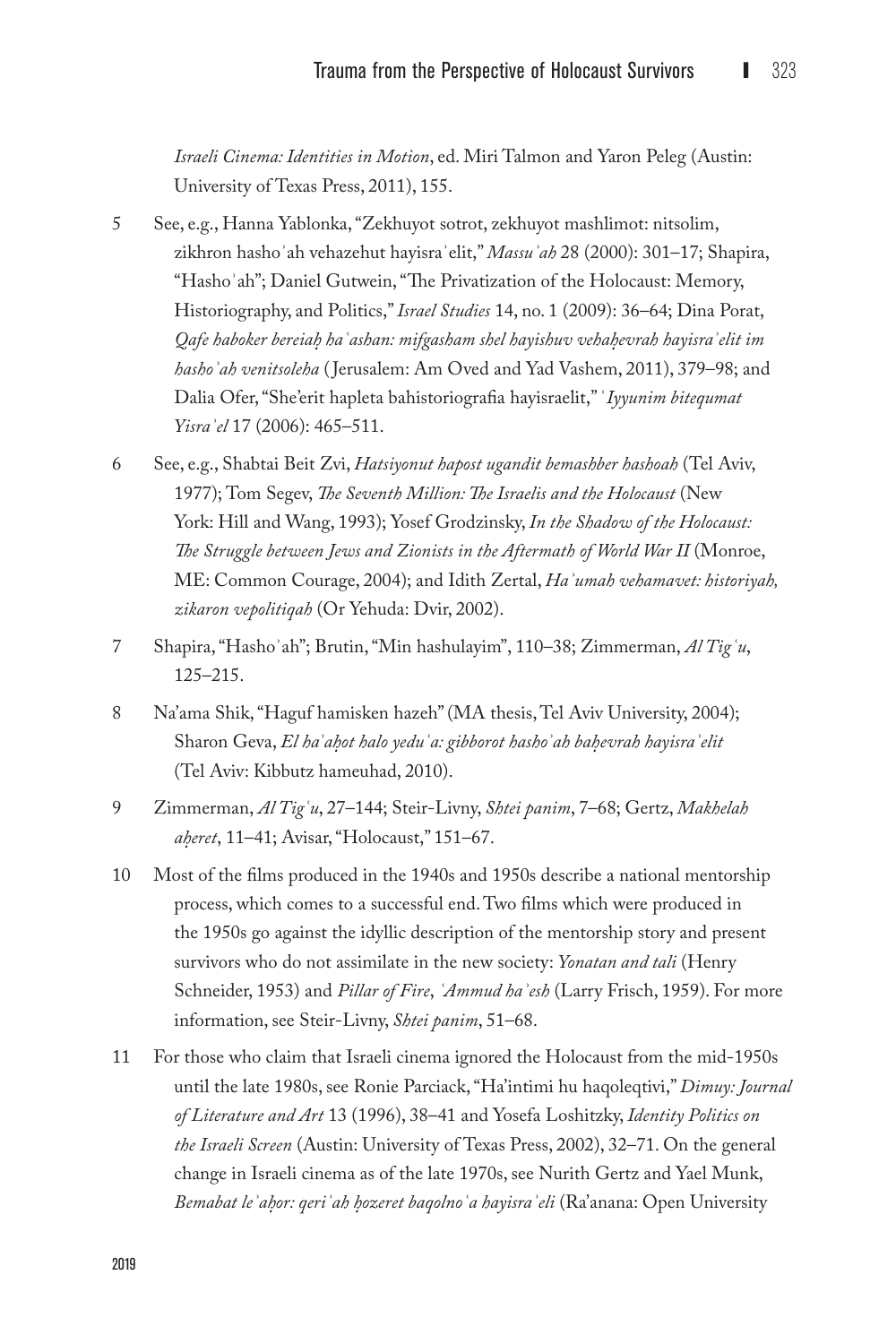*Israeli Cinema: Identities in Motion*, ed. Miri Talmon and Yaron Peleg (Austin: University of Texas Press, 2011), 155.

5 See, e.g., Hanna Yablonka, "Zekhuyot sotrot, zekhuyot mashlimot: nitsolim, zikhron hashoʾah vehazehut hayisraʾelit," *Massuʾah* 28 (2000): 301–17; Shapira, "Hashoʾah"; Daniel Gutwein, "The Privatization of the Holocaust: Memory, Historiography, and Politics," *Israel Studies* 14, no. 1 (2009): 36–64; Dina Porat, *Qafe haboker bereiaḥ haʿashan: mifgasham shel hayishuv vehaḥevrah hayisraʾelit im hashoʾah venitsoleha* (Jerusalem: Am Oved and Yad Vashem, 2011), 379–98; and Dalia Ofer, "She'erit hapleta bahistoriografia hayisraelit," *ʿIyyunim bitequmat Yisraʾel* 17 (2006): 465–511.

6 See, e.g., Shabtai Beit Zvi, *Hatsiyonut hapost ugandit bemashber hashoah* (Tel Aviv, 1977); Tom Segev, *The Seventh Million: The Israelis and the Holocaust* (New York: Hill and Wang, 1993); Yosef Grodzinsky, *In the Shadow of the Holocaust: The Struggle between Jews and Zionists in the Aftermath of World War II* (Monroe, ME: Common Courage, 2004); and Idith Zertal, *Haʾumah vehamavet: historiyah, zikaron vepolitiqah* (Or Yehuda: Dvir, 2002).

7 Shapira, "Hashoʾah"; Brutin, "Min hashulayim", 110–38; Zimmerman, *Al Tigʿu*, 125–215.

8 Na'ama Shik, "Haguf hamisken hazeh" (MA thesis, Tel Aviv University, 2004); Sharon Geva, *El haʾaḥot halo yeduʿa: gibborot hashoʾah baḥevrah hayisraʾelit* (Tel Aviv: Kibbutz hameuhad, 2010).

9 Zimmerman, *Al Tigʿu*, 27–144; Steir-Livny, *Shtei panim*, 7–68; Gertz, *Makhelah aḥeret*, 11–41; Avisar, "Holocaust," 151–67.

10 Most of the films produced in the 1940s and 1950s describe a national mentorship process, which comes to a successful end. Two films which were produced in the 1950s go against the idyllic description of the mentorship story and present survivors who do not assimilate in the new society: *Yonatan and tali* (Henry Schneider, 1953) and *Pillar of Fire*, *ʿAmmud haʾesh* (Larry Frisch, 1959). For more information, see Steir-Livny, *Shtei panim*, 51–68.

11 For those who claim that Israeli cinema ignored the Holocaust from the mid-1950s until the late 1980s, see Ronie Parciack, "Ha'intimi hu haqoleqtivi," *Dimuy: Journal of Literature and Art* 13 (1996), 38–41 and Yosefa Loshitzky, *Identity Politics on the Israeli Screen* (Austin: University of Texas Press, 2002), 32–71. On the general change in Israeli cinema as of the late 1970s, see Nurith Gertz and Yael Munk, *Bemabat leʾaḥor: qeriʾah ḥozeret baqolnoʿa hayisraʾeli* (Ra'anana: Open University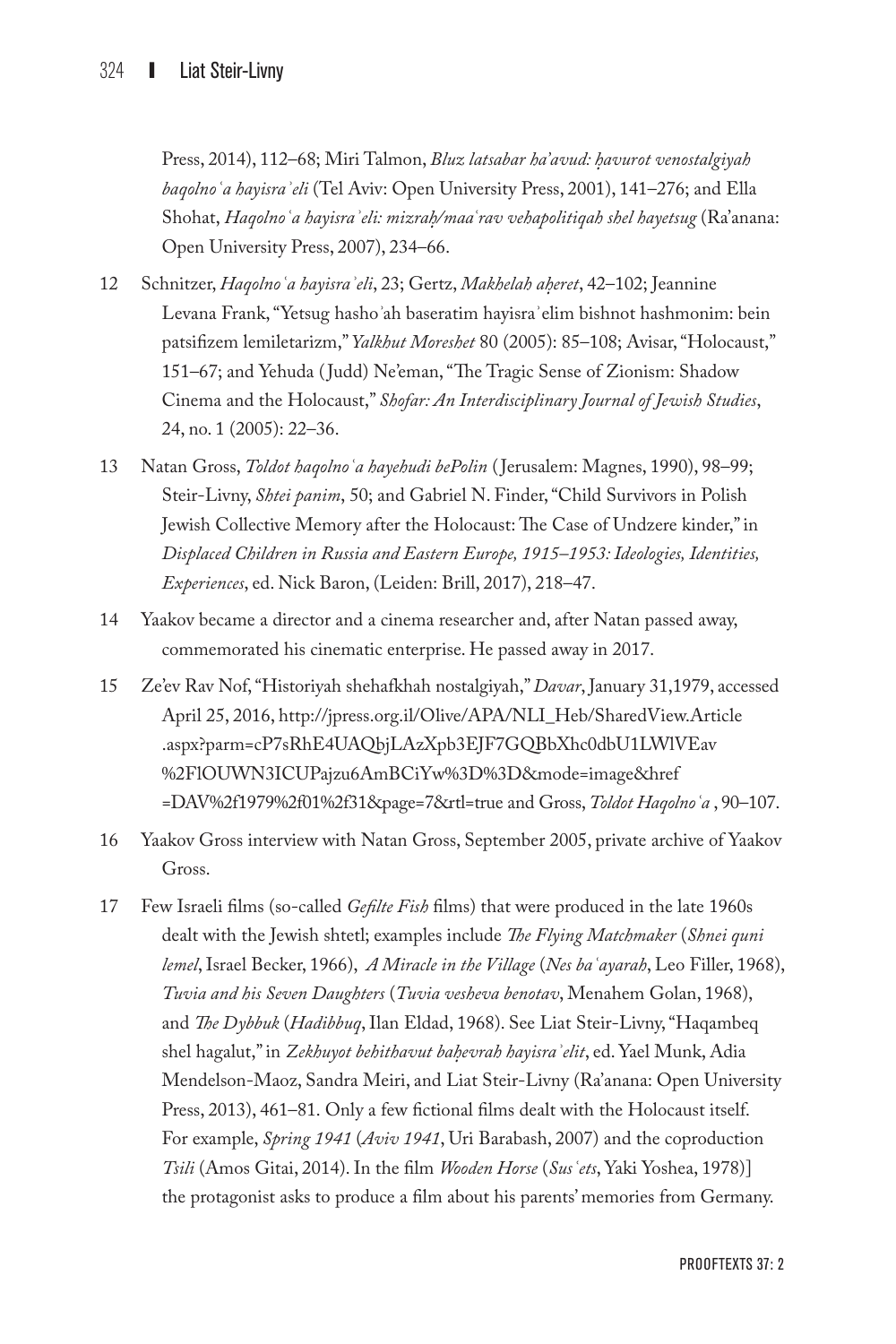Press, 2014), 112–68; Miri Talmon, *Bluz latsabar ha'avud: ḥavurot venostalgiyah baqolnoʿa hayisraʾeli* (Tel Aviv: Open University Press, 2001), 141–276; and Ella Shohat, *Haqolnoʿa hayisraʾeli: mizraḥ/maaʿrav vehapolitiqah shel hayetsug* (Ra'anana: Open University Press, 2007), 234–66.

12 Schnitzer, *Haqolnoʿa hayisraʾeli*, 23; Gertz, *Makhelah aḥeret*, 42–102; Jeannine Levana Frank, "Yetsug hashoʾah baseratim hayisraʾelim bishnot hashmonim: bein patsifizem lemiletarizm," *Yalkhut Moreshet* 80 (2005): 85–108; Avisar, "Holocaust," 151–67; and Yehuda (Judd) Ne'eman, "The Tragic Sense of Zionism: Shadow Cinema and the Holocaust," *Shofar: An Interdisciplinary Journal of Jewish Studies*, 24, no. 1 (2005): 22–36.

13 Natan Gross, *Toldot haqolnoʿa hayehudi bePolin* (Jerusalem: Magnes, 1990), 98–99; Steir-Livny, *Shtei panim*, 50; and Gabriel N. Finder, "Child Survivors in Polish Jewish Collective Memory after the Holocaust: The Case of Undzere kinder," in *Displaced Children in Russia and Eastern Europe, 1915–1953: Ideologies, Identities, Experiences*, ed. Nick Baron, (Leiden: Brill, 2017), 218–47.

14 Yaakov became a director and a cinema researcher and, after Natan passed away, commemorated his cinematic enterprise. He passed away in 2017.

15 Ze'ev Rav Nof, "Historiyah shehafkhah nostalgiyah," *Davar*, January 31,1979, accessed April 25, 2016, http://jpress.org.il/Olive/APA/NLI_Heb/SharedView.Article.aspx?parm=cP7sRhE4UAQbjLAzXpb3EJF7GQBbXhc0dbU1LWlVEav%2FlOUWN3ICUPajzu6AmBCiYw%3D%3D&mode=image&href=DAV%2f1979%2f01%2f31&page=7&rtl=true and Gross, *Toldot Haqolnoʿa* , 90–107.

16 Yaakov Gross interview with Natan Gross, September 2005, private archive of Yaakov Gross.

17 Few Israeli films (so-called *Gefilte Fish* films) that were produced in the late 1960s dealt with the Jewish shtetl; examples include *The Flying Matchmaker* (*Shnei quni lemel*, Israel Becker, 1966), *A Miracle in the Village* (*Nes baʿayarah*, Leo Filler, 1968), *Tuvia and his Seven Daughters* (*Tuvia vesheva benotav*, Menahem Golan, 1968), and *The Dybbuk* (*Hadibbuq*, Ilan Eldad, 1968). See Liat Steir-Livny, "Haqambeq shel hagalut," in *Zekhuyot behithavut baḥevrah hayisraʾelit*, ed. Yael Munk, Adia Mendelson-Maoz, Sandra Meiri, and Liat Steir-Livny (Ra'anana: Open University Press, 2013), 461–81. Only a few fictional films dealt with the Holocaust itself. For example, *Spring 1941* (*Aviv 1941*, Uri Barabash, 2007) and the coproduction *Tsili* (Amos Gitai, 2014). In the film *Wooden Horse* (*Susʿets*, Yaki Yoshea, 1978)] the protagonist asks to produce a film about his parents' memories from Germany.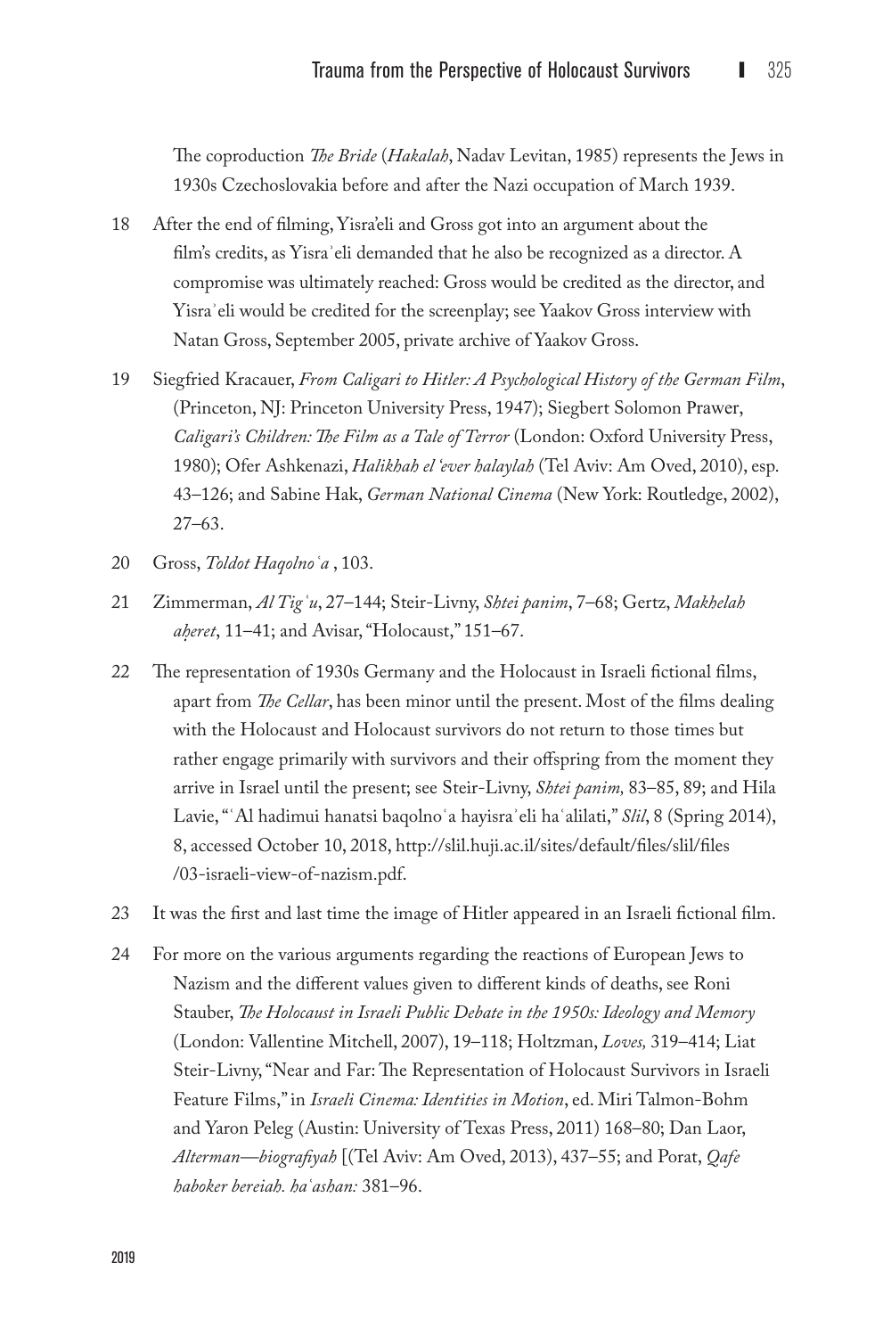The coproduction *The Bride* (*Hakalah*, Nadav Levitan, 1985) represents the Jews in 1930s Czechoslovakia before and after the Nazi occupation of March 1939.

18 After the end of filming, Yisra'eli and Gross got into an argument about the film's credits, as Yisraʾeli demanded that he also be recognized as a director. A compromise was ultimately reached: Gross would be credited as the director, and Yisraʾeli would be credited for the screenplay; see Yaakov Gross interview with Natan Gross, September 2005, private archive of Yaakov Gross.

19 Siegfried Kracauer, *From Caligari to Hitler: A Psychological History of the German Film*, (Princeton, NJ: Princeton University Press, 1947); Siegbert Solomon Prawer, *Caligari's Children: The Film as a Tale of Terror* (London: Oxford University Press, 1980); Ofer Ashkenazi, *Halikhah el ʿever halaylah* (Tel Aviv: Am Oved, 2010), esp. 43–126; and Sabine Hak, *German National Cinema* (New York: Routledge, 2002), 27–63.

20 Gross, *Toldot Haqolnoʿa* , 103.

21 Zimmerman, *Al Tigʿu*, 27–144; Steir-Livny, *Shtei panim*, 7–68; Gertz, *Makhelah aḥeret*, 11–41; and Avisar, "Holocaust," 151–67.

22 The representation of 1930s Germany and the Holocaust in Israeli fictional films, apart from *The Cellar*, has been minor until the present. Most of the films dealing with the Holocaust and Holocaust survivors do not return to those times but rather engage primarily with survivors and their offspring from the moment they arrive in Israel until the present; see Steir-Livny, *Shtei panim,* 83–85, 89; and Hila Lavie, "ʿAl hadimui hanatsi baqolnoʿa hayisraʾeli haʿalilati," *Slil*, 8 (Spring 2014), 8, accessed October 10, 2018, http://slil.huji.ac.il/sites/default/files/slil/files/03-israeli-view-of-nazism.pdf.

23 It was the first and last time the image of Hitler appeared in an Israeli fictional film.

24 For more on the various arguments regarding the reactions of European Jews to Nazism and the different values given to different kinds of deaths, see Roni Stauber, *The Holocaust in Israeli Public Debate in the 1950s: Ideology and Memory* (London: Vallentine Mitchell, 2007), 19–118; Holtzman, *Loves,* 319–414; Liat Steir-Livny, "Near and Far: The Representation of Holocaust Survivors in Israeli Feature Films," in *Israeli Cinema: Identities in Motion*, ed. Miri Talmon-Bohm and Yaron Peleg (Austin: University of Texas Press, 2011) 168–80; Dan Laor, *Alterman—biografiyah* [(Tel Aviv: Am Oved, 2013), 437–55; and Porat, *Qafe haboker bereiah. haʿashan:* 381–96.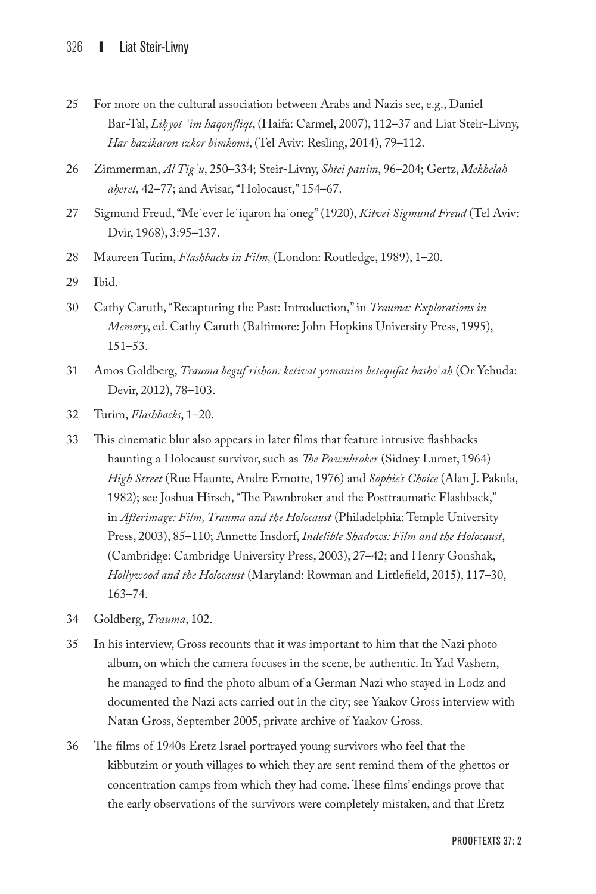25 For more on the cultural association between Arabs and Nazis see, e.g., Daniel Bar-Tal, *Liḥyot ʿim haqonfliqt*, (Haifa: Carmel, 2007), 112–37 and Liat Steir-Livny, *Har hazikaron izkor bimkomi*, (Tel Aviv: Resling, 2014), 79–112.

26 Zimmerman, *Al Tigʿu*, 250–334; Steir-Livny, *Shtei panim*, 96–204; Gertz, *Mekhelah aḥeret,* 42–77; and Avisar, "Holocaust," 154–67.

27 Sigmund Freud, "Meʿever leʿiqaron haʿoneg" (1920), *Kitvei Sigmund Freud* (Tel Aviv: Dvir, 1968), 3:95–137.

28 Maureen Turim, *Flashbacks in Film,* (London: Routledge, 1989), 1–20.

29 Ibid.

30 Cathy Caruth, "Recapturing the Past: Introduction," in *Trauma: Explorations in Memory*, ed. Cathy Caruth (Baltimore: John Hopkins University Press, 1995), 151–53.

31 Amos Goldberg, *Trauma beguf rishon: ketivat yomanim betequfat hashoʾah* (Or Yehuda: Devir, 2012), 78–103.

32 Turim, *Flashbacks*, 1–20.

33 This cinematic blur also appears in later films that feature intrusive flashbacks haunting a Holocaust survivor, such as *The Pawnbroker* (Sidney Lumet, 1964) *High Street* (Rue Haunte, Andre Ernotte, 1976) and *Sophie's Choice* (Alan J. Pakula, 1982); see Joshua Hirsch, "The Pawnbroker and the Posttraumatic Flashback," in *Afterimage: Film, Trauma and the Holocaust* (Philadelphia: Temple University Press, 2003), 85–110; Annette Insdorf, *Indelible Shadows: Film and the Holocaust*, (Cambridge: Cambridge University Press, 2003), 27–42; and Henry Gonshak, *Hollywood and the Holocaust* (Maryland: Rowman and Littlefield, 2015), 117–30, 163–74.

34 Goldberg, *Trauma*, 102.

35 In his interview, Gross recounts that it was important to him that the Nazi photo album, on which the camera focuses in the scene, be authentic. In Yad Vashem, he managed to find the photo album of a German Nazi who stayed in Lodz and documented the Nazi acts carried out in the city; see Yaakov Gross interview with Natan Gross, September 2005, private archive of Yaakov Gross.

36 The films of 1940s Eretz Israel portrayed young survivors who feel that the kibbutzim or youth villages to which they are sent remind them of the ghettos or concentration camps from which they had come. These films' endings prove that the early observations of the survivors were completely mistaken, and that Eretz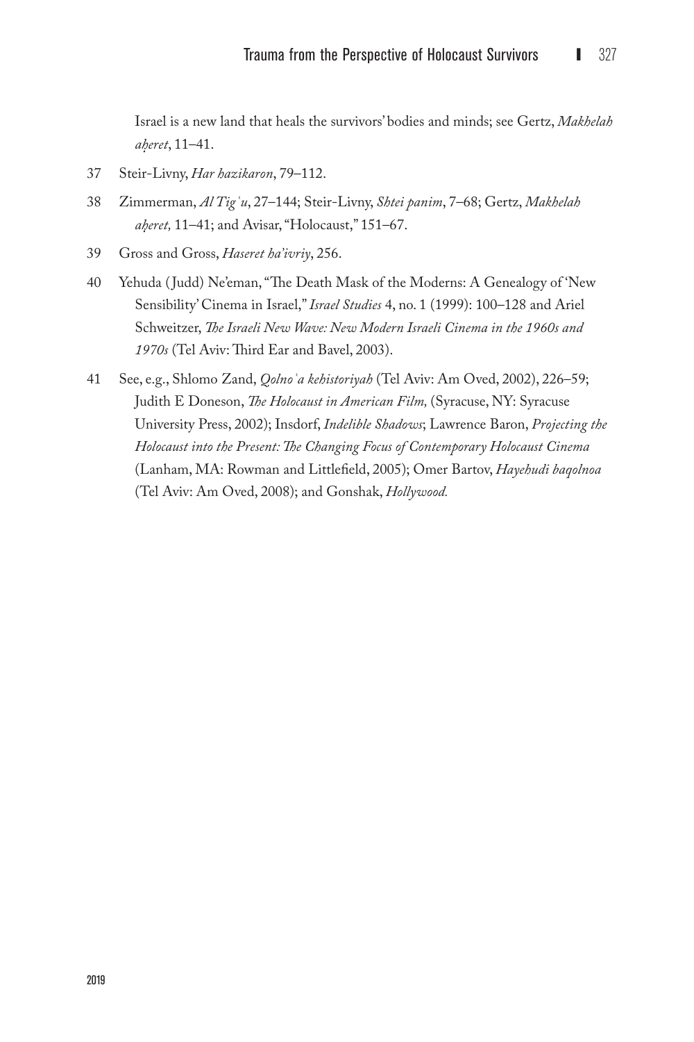Israel is a new land that heals the survivors' bodies and minds; see Gertz, *Makhelah aḥeret*, 11–41.

37 Steir-Livny, *Har hazikaron*, 79–112.

38 Zimmerman, *Al Tigʿu*, 27–144; Steir-Livny, *Shtei panim*, 7–68; Gertz, *Makhelah aḥeret,* 11–41; and Avisar, "Holocaust," 151–67.

39 Gross and Gross, *Haseret ha'ivriy*, 256.

40 Yehuda (Judd) Ne'eman, "The Death Mask of the Moderns: A Genealogy of 'New Sensibility' Cinema in Israel," *Israel Studies* 4, no. 1 (1999): 100–128 and Ariel Schweitzer, *The Israeli New Wave: New Modern Israeli Cinema in the 1960s and 1970s* (Tel Aviv: Third Ear and Bavel, 2003).

41 See, e.g., Shlomo Zand, *Qolnoʿa kehistoriyah* (Tel Aviv: Am Oved, 2002), 226–59; Judith E Doneson, *The Holocaust in American Film,* (Syracuse, NY: Syracuse University Press, 2002); Insdorf, *Indelible Shadows*; Lawrence Baron, *Projecting the Holocaust into the Present: The Changing Focus of Contemporary Holocaust Cinema* (Lanham, MA: Rowman and Littlefield, 2005); Omer Bartov, *Hayehudi baqolnoa* (Tel Aviv: Am Oved, 2008); and Gonshak, *Hollywood.*

2019